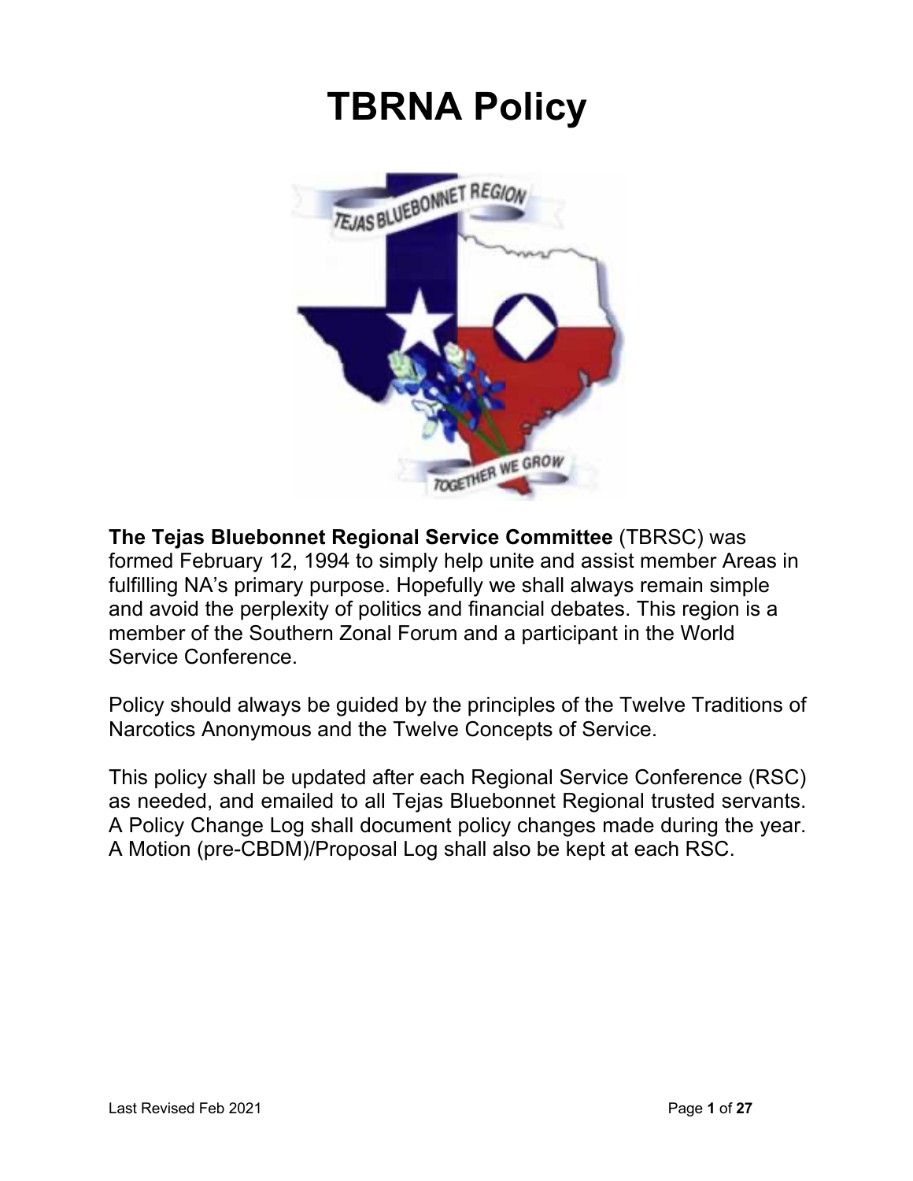# TBRNA Policy

**The Tejas Bluebonnet Regional Service Committee** (TBRSC) was formed February 12, 1994 to simply help unite and assist member Areas in fulfilling NA's primary purpose. Hopefully we shall always remain simple and avoid the perplexity of politics and financial debates. This region is a member of the Southern Zonal Forum and a participant in the World Service Conference.

Policy should always be guided by the principles of the Twelve Traditions of Narcotics Anonymous and the Twelve Concepts of Service.

This policy shall be updated after each Regional Service Conference (RSC) as needed, and emailed to all Tejas Bluebonnet Regional trusted servants. A Policy Change Log shall document policy changes made during the year. A Motion (pre-CBDM)/Proposal Log shall also be kept at each RSC.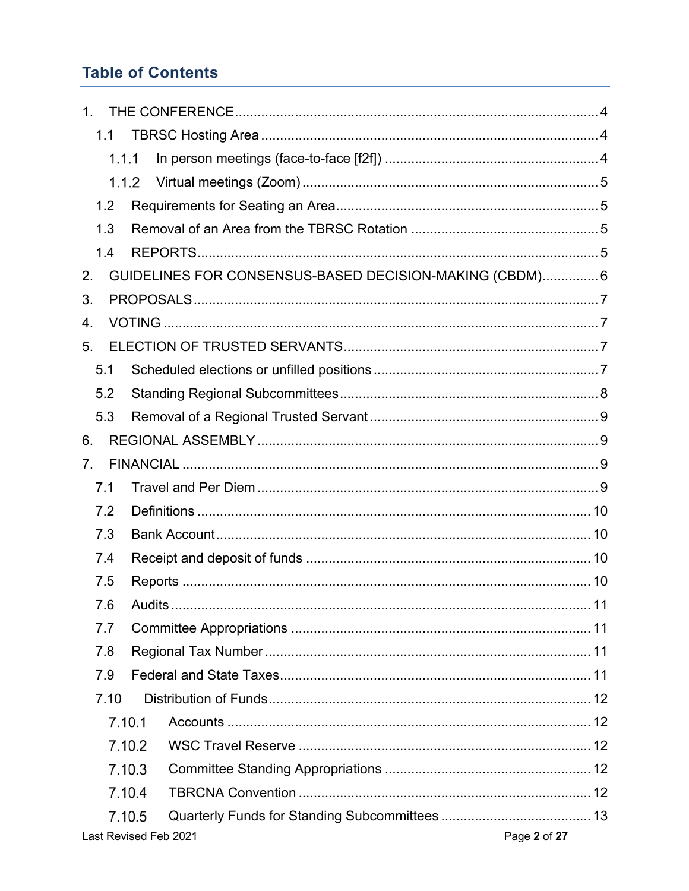## Table of Contents

1. THE CONFERENCE .......... 4
   - 1.1 TBRSC Hosting Area .......... 4
     - 1.1.1 In person meetings (face-to-face [f2f]) .......... 4
     - 1.1.2 Virtual meetings (Zoom) .......... 5
   - 1.2 Requirements for Seating an Area .......... 5
   - 1.3 Removal of an Area from the TBRSC Rotation .......... 5
   - 1.4 REPORTS .......... 5
2. GUIDELINES FOR CONSENSUS-BASED DECISION-MAKING (CBDM) .......... 6
3. PROPOSALS .......... 7
4. VOTING .......... 7
5. ELECTION OF TRUSTED SERVANTS .......... 7
   - 5.1 Scheduled elections or unfilled positions .......... 7
   - 5.2 Standing Regional Subcommittees .......... 8
   - 5.3 Removal of a Regional Trusted Servant .......... 9
6. REGIONAL ASSEMBLY .......... 9
7. FINANCIAL .......... 9
   - 7.1 Travel and Per Diem .......... 9
   - 7.2 Definitions .......... 10
   - 7.3 Bank Account .......... 10
   - 7.4 Receipt and deposit of funds .......... 10
   - 7.5 Reports .......... 10
   - 7.6 Audits .......... 11
   - 7.7 Committee Appropriations .......... 11
   - 7.8 Regional Tax Number .......... 11
   - 7.9 Federal and State Taxes .......... 11
   - 7.10 Distribution of Funds .......... 12
     - 7.10.1 Accounts .......... 12
     - 7.10.2 WSC Travel Reserve .......... 12
     - 7.10.3 Committee Standing Appropriations .......... 12
     - 7.10.4 TBRCNA Convention .......... 12
     - 7.10.5 Quarterly Funds for Standing Subcommittees .......... 13

Last Revised Feb 2021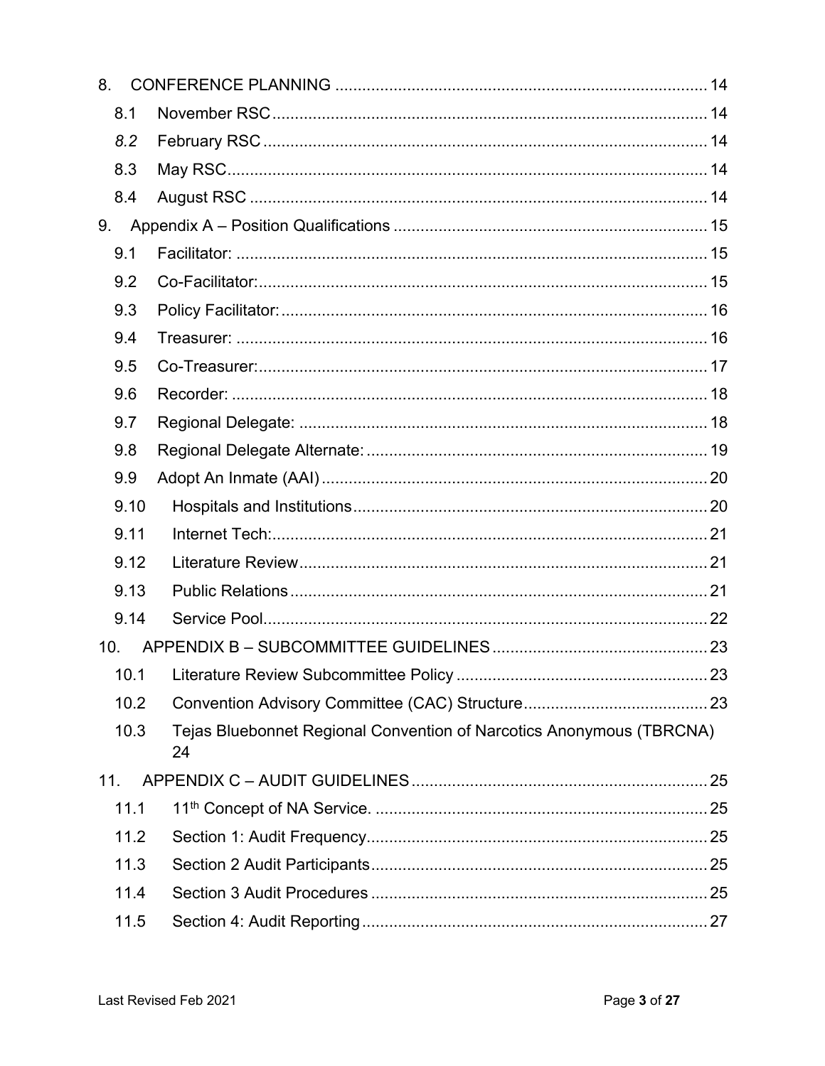8. CONFERENCE PLANNING ..................................................................................... 14

8.1 November RSC ..................................................................................................... 14

*8.2* February RSC ..................................................................................................... 14

8.3 May RSC ............................................................................................................... 14

8.4 August RSC .......................................................................................................... 14

9. Appendix A – Position Qualifications ..................................................................... 15

9.1 Facilitator: ............................................................................................................ 15

9.2 Co-Facilitator: ...................................................................................................... 15

9.3 Policy Facilitator: ................................................................................................. 16

9.4 Treasurer: ............................................................................................................ 16

9.5 Co-Treasurer: ...................................................................................................... 17

9.6 Recorder: ............................................................................................................ 18

9.7 Regional Delegate: .............................................................................................. 18

9.8 Regional Delegate Alternate: .............................................................................. 19

9.9 Adopt An Inmate (AAI) ......................................................................................... 20

9.10 Hospitals and Institutions .................................................................................. 20

9.11 Internet Tech: .................................................................................................... 21

9.12 Literature Review ............................................................................................... 21

9.13 Public Relations ................................................................................................. 21

9.14 Service Pool ....................................................................................................... 22

10. APPENDIX B – SUBCOMMITTEE GUIDELINES ................................................ 23

10.1 Literature Review Subcommittee Policy ............................................................. 23

10.2 Convention Advisory Committee (CAC) Structure .............................................. 23

10.3 Tejas Bluebonnet Regional Convention of Narcotics Anonymous (TBRCNA) 24

11. APPENDIX C – AUDIT GUIDELINES .................................................................. 25

11.1 11th Concept of NA Service. ............................................................................. 25

11.2 Section 1: Audit Frequency ................................................................................ 25

11.3 Section 2 Audit Participants ............................................................................... 25

11.4 Section 3 Audit Procedures ............................................................................... 25

11.5 Section 4: Audit Reporting ................................................................................. 27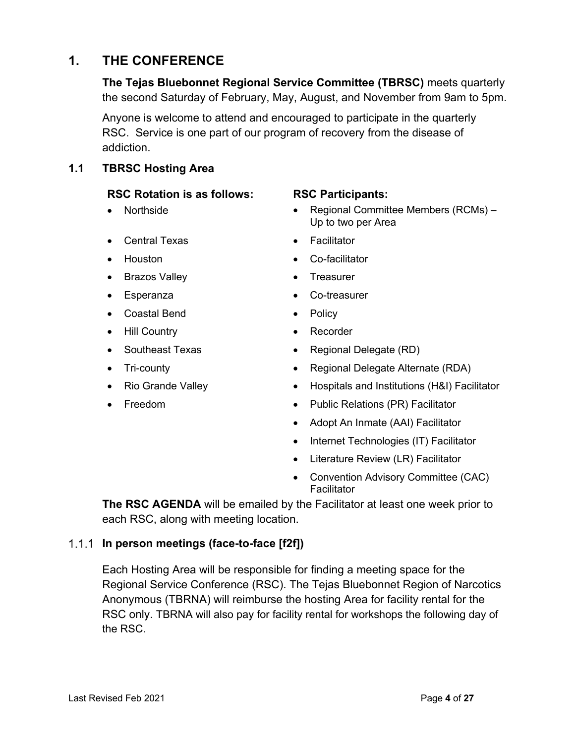# 1. THE CONFERENCE

**The Tejas Bluebonnet Regional Service Committee (TBRSC)** meets quarterly the second Saturday of February, May, August, and November from 9am to 5pm.

Anyone is welcome to attend and encouraged to participate in the quarterly RSC. Service is one part of our program of recovery from the disease of addiction.

## 1.1 TBRSC Hosting Area

**RSC Rotation is as follows:**

- Northside
- Central Texas
- Houston
- Brazos Valley
- Esperanza
- Coastal Bend
- Hill Country
- Southeast Texas
- Tri-county
- Rio Grande Valley
- Freedom

**RSC Participants:**

- Regional Committee Members (RCMs) – Up to two per Area
- Facilitator
- Co-facilitator
- Treasurer
- Co-treasurer
- Policy
- Recorder
- Regional Delegate (RD)
- Regional Delegate Alternate (RDA)
- Hospitals and Institutions (H&I) Facilitator
- Public Relations (PR) Facilitator
- Adopt An Inmate (AAI) Facilitator
- Internet Technologies (IT) Facilitator
- Literature Review (LR) Facilitator
- Convention Advisory Committee (CAC) Facilitator

**The RSC AGENDA** will be emailed by the Facilitator at least one week prior to each RSC, along with meeting location.

### 1.1.1 In person meetings (face-to-face [f2f])

Each Hosting Area will be responsible for finding a meeting space for the Regional Service Conference (RSC). The Tejas Bluebonnet Region of Narcotics Anonymous (TBRNA) will reimburse the hosting Area for facility rental for the RSC only. TBRNA will also pay for facility rental for workshops the following day of the RSC.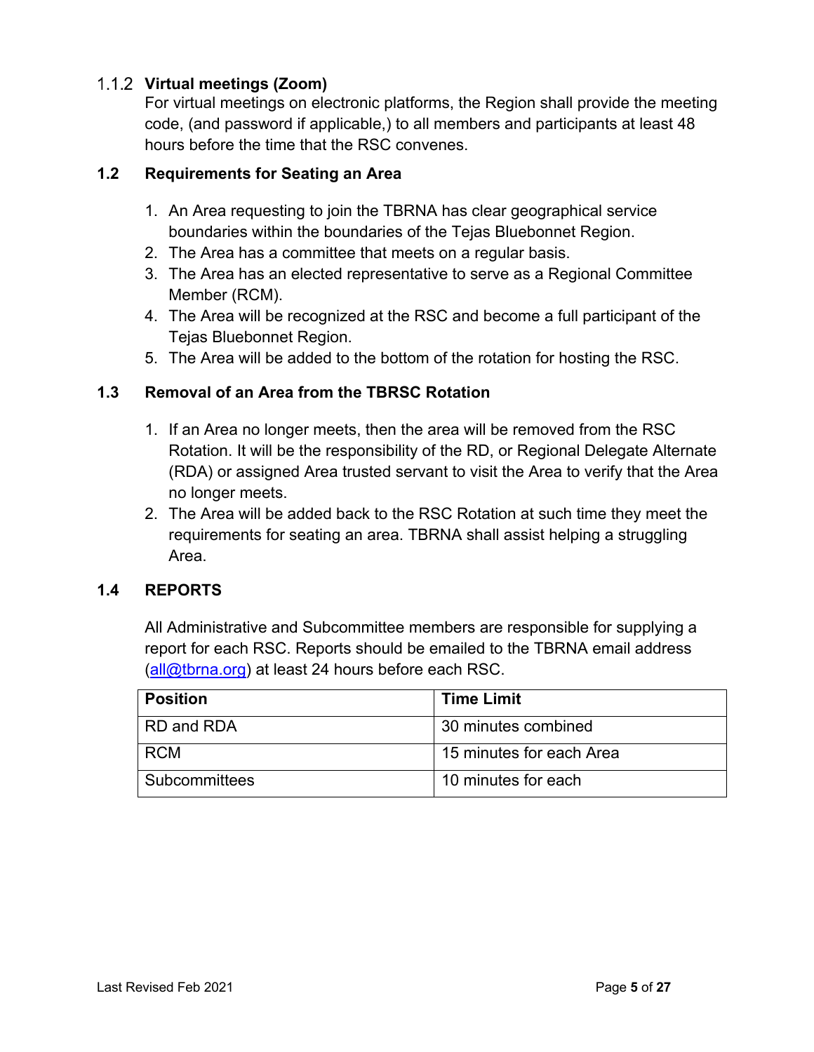#### 1.1.2 Virtual meetings (Zoom)

For virtual meetings on electronic platforms, the Region shall provide the meeting code, (and password if applicable,) to all members and participants at least 48 hours before the time that the RSC convenes.

### 1.2 Requirements for Seating an Area

1. An Area requesting to join the TBRNA has clear geographical service boundaries within the boundaries of the Tejas Bluebonnet Region.
2. The Area has a committee that meets on a regular basis.
3. The Area has an elected representative to serve as a Regional Committee Member (RCM).
4. The Area will be recognized at the RSC and become a full participant of the Tejas Bluebonnet Region.
5. The Area will be added to the bottom of the rotation for hosting the RSC.

### 1.3 Removal of an Area from the TBRSC Rotation

1. If an Area no longer meets, then the area will be removed from the RSC Rotation. It will be the responsibility of the RD, or Regional Delegate Alternate (RDA) or assigned Area trusted servant to visit the Area to verify that the Area no longer meets.
2. The Area will be added back to the RSC Rotation at such time they meet the requirements for seating an area. TBRNA shall assist helping a struggling Area.

### 1.4 REPORTS

All Administrative and Subcommittee members are responsible for supplying a report for each RSC. Reports should be emailed to the TBRNA email address (all@tbrna.org) at least 24 hours before each RSC.

| Position | Time Limit |
|---|---|
| RD and RDA | 30 minutes combined |
| RCM | 15 minutes for each Area |
| Subcommittees | 10 minutes for each |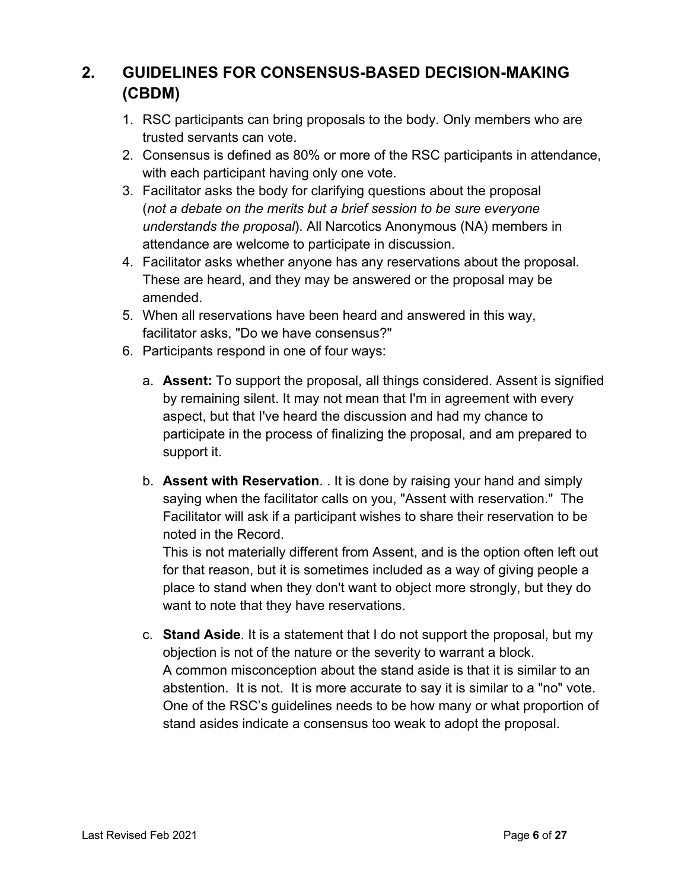## 2. GUIDELINES FOR CONSENSUS-BASED DECISION-MAKING (CBDM)

1. RSC participants can bring proposals to the body. Only members who are trusted servants can vote.
2. Consensus is defined as 80% or more of the RSC participants in attendance, with each participant having only one vote.
3. Facilitator asks the body for clarifying questions about the proposal (*not a debate on the merits but a brief session to be sure everyone understands the proposal*). All Narcotics Anonymous (NA) members in attendance are welcome to participate in discussion.
4. Facilitator asks whether anyone has any reservations about the proposal. These are heard, and they may be answered or the proposal may be amended.
5. When all reservations have been heard and answered in this way, facilitator asks, "Do we have consensus?"
6. Participants respond in one of four ways:

   a. **Assent:** To support the proposal, all things considered. Assent is signified by remaining silent. It may not mean that I'm in agreement with every aspect, but that I've heard the discussion and had my chance to participate in the process of finalizing the proposal, and am prepared to support it.

   b. **Assent with Reservation**. . It is done by raising your hand and simply saying when the facilitator calls on you, "Assent with reservation." The Facilitator will ask if a participant wishes to share their reservation to be noted in the Record.
   This is not materially different from Assent, and is the option often left out for that reason, but it is sometimes included as a way of giving people a place to stand when they don't want to object more strongly, but they do want to note that they have reservations.

   c. **Stand Aside**. It is a statement that I do not support the proposal, but my objection is not of the nature or the severity to warrant a block.
   A common misconception about the stand aside is that it is similar to an abstention. It is not. It is more accurate to say it is similar to a "no" vote. One of the RSC's guidelines needs to be how many or what proportion of stand asides indicate a consensus too weak to adopt the proposal.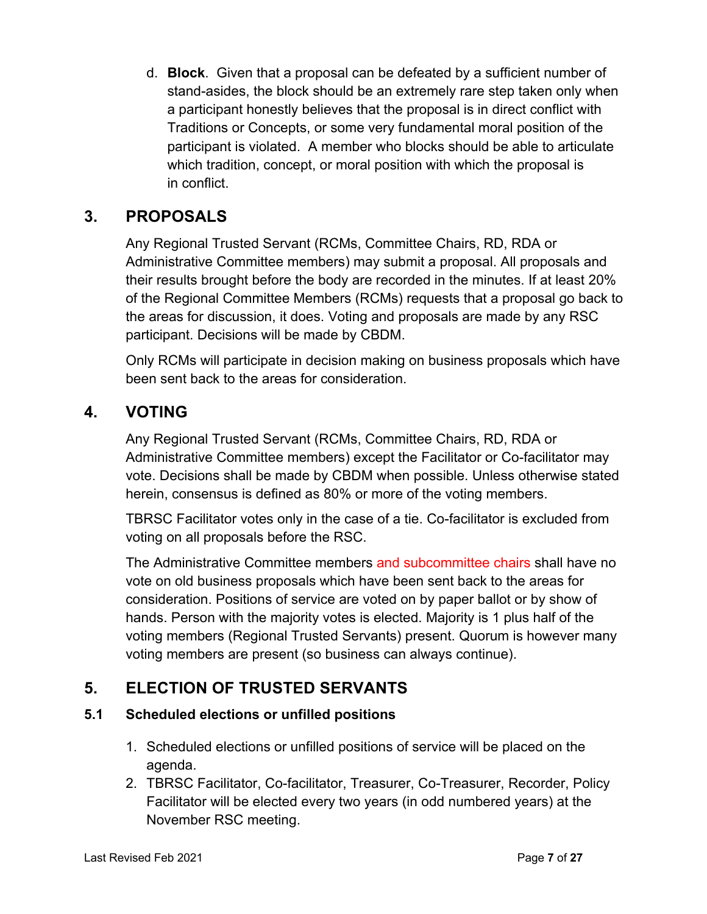d. **Block**. Given that a proposal can be defeated by a sufficient number of stand-asides, the block should be an extremely rare step taken only when a participant honestly believes that the proposal is in direct conflict with Traditions or Concepts, or some very fundamental moral position of the participant is violated. A member who blocks should be able to articulate which tradition, concept, or moral position with which the proposal is in conflict.

## 3. PROPOSALS

Any Regional Trusted Servant (RCMs, Committee Chairs, RD, RDA or Administrative Committee members) may submit a proposal. All proposals and their results brought before the body are recorded in the minutes. If at least 20% of the Regional Committee Members (RCMs) requests that a proposal go back to the areas for discussion, it does. Voting and proposals are made by any RSC participant. Decisions will be made by CBDM.

Only RCMs will participate in decision making on business proposals which have been sent back to the areas for consideration.

## 4. VOTING

Any Regional Trusted Servant (RCMs, Committee Chairs, RD, RDA or Administrative Committee members) except the Facilitator or Co-facilitator may vote. Decisions shall be made by CBDM when possible. Unless otherwise stated herein, consensus is defined as 80% or more of the voting members.

TBRSC Facilitator votes only in the case of a tie. Co-facilitator is excluded from voting on all proposals before the RSC.

The Administrative Committee members and subcommittee chairs shall have no vote on old business proposals which have been sent back to the areas for consideration. Positions of service are voted on by paper ballot or by show of hands. Person with the majority votes is elected. Majority is 1 plus half of the voting members (Regional Trusted Servants) present. Quorum is however many voting members are present (so business can always continue).

## 5. ELECTION OF TRUSTED SERVANTS

### 5.1 Scheduled elections or unfilled positions

1. Scheduled elections or unfilled positions of service will be placed on the agenda.
2. TBRSC Facilitator, Co-facilitator, Treasurer, Co-Treasurer, Recorder, Policy Facilitator will be elected every two years (in odd numbered years) at the November RSC meeting.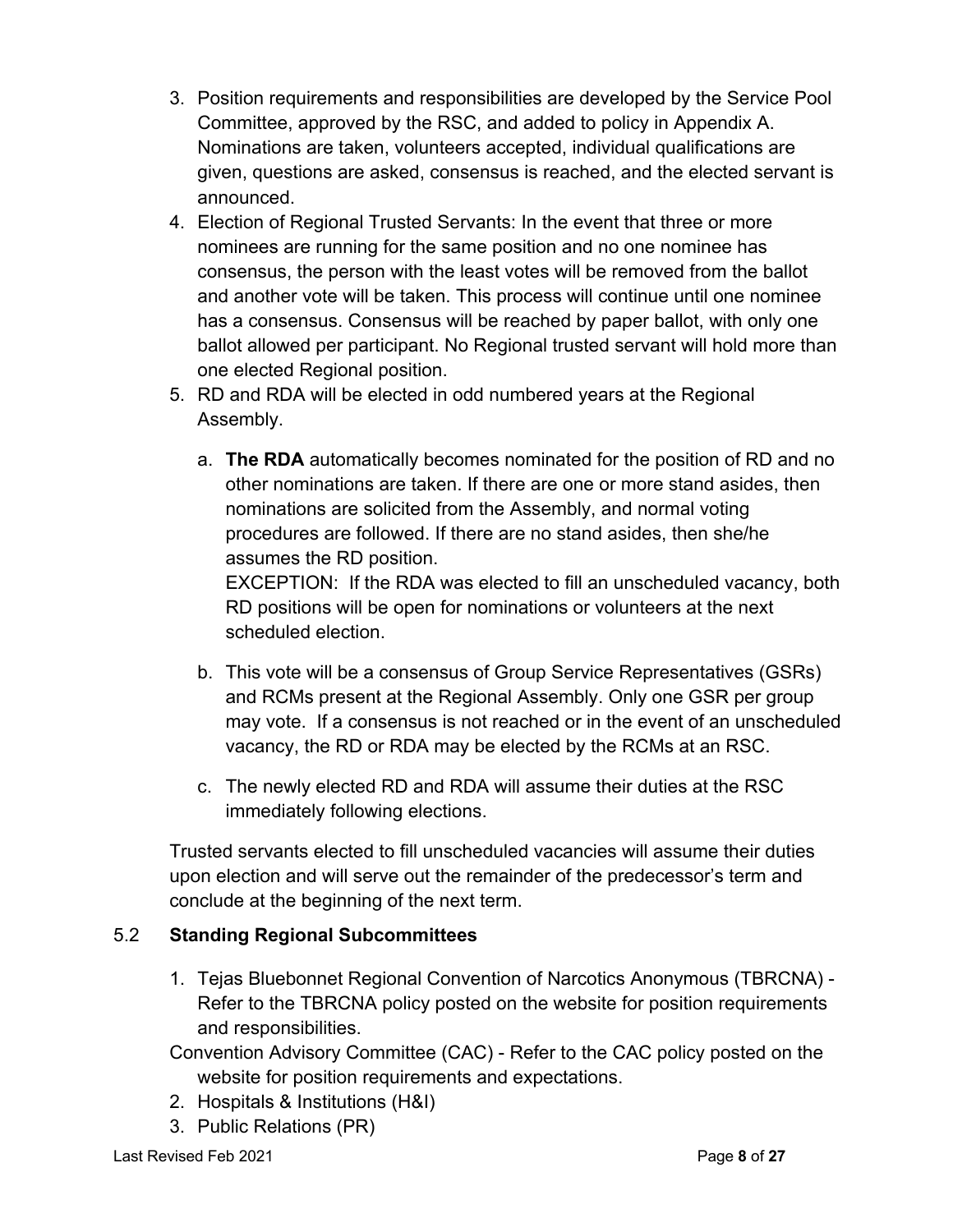3. Position requirements and responsibilities are developed by the Service Pool Committee, approved by the RSC, and added to policy in Appendix A. Nominations are taken, volunteers accepted, individual qualifications are given, questions are asked, consensus is reached, and the elected servant is announced.
4. Election of Regional Trusted Servants: In the event that three or more nominees are running for the same position and no one nominee has consensus, the person with the least votes will be removed from the ballot and another vote will be taken. This process will continue until one nominee has a consensus. Consensus will be reached by paper ballot, with only one ballot allowed per participant. No Regional trusted servant will hold more than one elected Regional position.
5. RD and RDA will be elected in odd numbered years at the Regional Assembly.

   a. **The RDA** automatically becomes nominated for the position of RD and no other nominations are taken. If there are one or more stand asides, then nominations are solicited from the Assembly, and normal voting procedures are followed. If there are no stand asides, then she/he assumes the RD position.
   EXCEPTION: If the RDA was elected to fill an unscheduled vacancy, both RD positions will be open for nominations or volunteers at the next scheduled election.

   b. This vote will be a consensus of Group Service Representatives (GSRs) and RCMs present at the Regional Assembly. Only one GSR per group may vote. If a consensus is not reached or in the event of an unscheduled vacancy, the RD or RDA may be elected by the RCMs at an RSC.

   c. The newly elected RD and RDA will assume their duties at the RSC immediately following elections.

Trusted servants elected to fill unscheduled vacancies will assume their duties upon election and will serve out the remainder of the predecessor's term and conclude at the beginning of the next term.

## 5.2 **Standing Regional Subcommittees**

1. Tejas Bluebonnet Regional Convention of Narcotics Anonymous (TBRCNA) - Refer to the TBRCNA policy posted on the website for position requirements and responsibilities.
Convention Advisory Committee (CAC) - Refer to the CAC policy posted on the website for position requirements and expectations.
2. Hospitals & Institutions (H&I)
3. Public Relations (PR)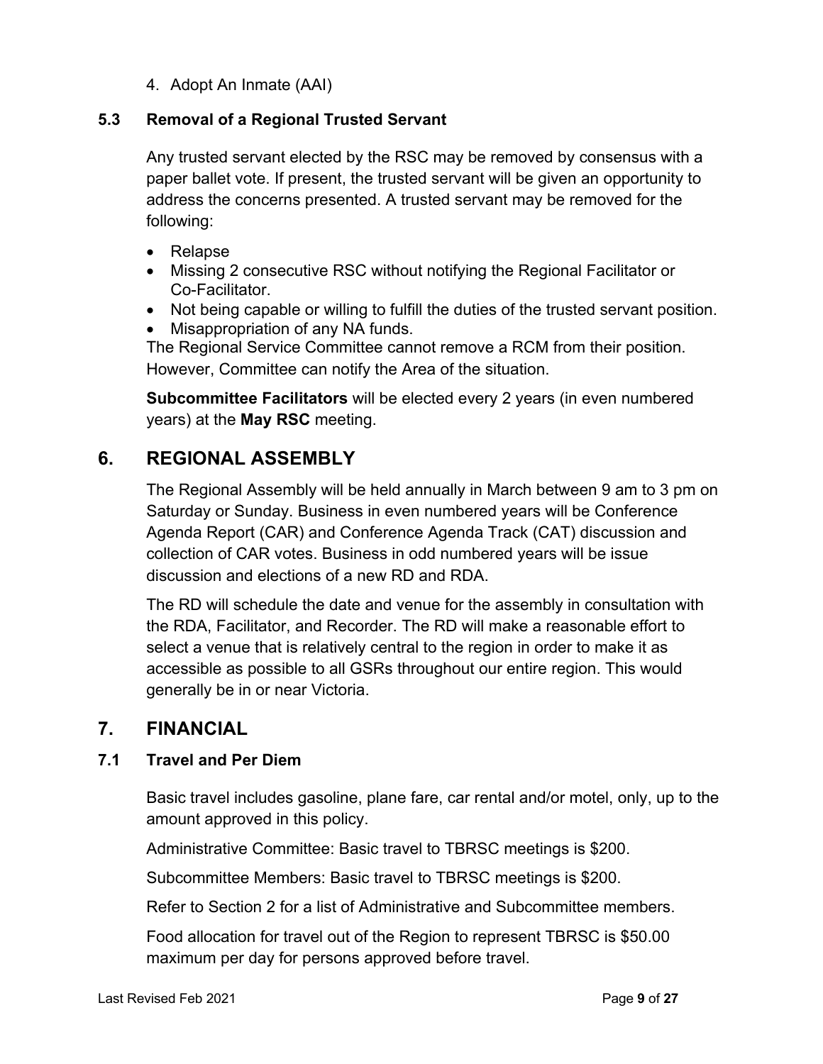4. Adopt An Inmate (AAI)

### 5.3 Removal of a Regional Trusted Servant

Any trusted servant elected by the RSC may be removed by consensus with a paper ballet vote. If present, the trusted servant will be given an opportunity to address the concerns presented. A trusted servant may be removed for the following:

- Relapse
- Missing 2 consecutive RSC without notifying the Regional Facilitator or Co-Facilitator.
- Not being capable or willing to fulfill the duties of the trusted servant position.
- Misappropriation of any NA funds.

The Regional Service Committee cannot remove a RCM from their position. However, Committee can notify the Area of the situation.

**Subcommittee Facilitators** will be elected every 2 years (in even numbered years) at the **May RSC** meeting.

## 6. REGIONAL ASSEMBLY

The Regional Assembly will be held annually in March between 9 am to 3 pm on Saturday or Sunday. Business in even numbered years will be Conference Agenda Report (CAR) and Conference Agenda Track (CAT) discussion and collection of CAR votes. Business in odd numbered years will be issue discussion and elections of a new RD and RDA.

The RD will schedule the date and venue for the assembly in consultation with the RDA, Facilitator, and Recorder. The RD will make a reasonable effort to select a venue that is relatively central to the region in order to make it as accessible as possible to all GSRs throughout our entire region. This would generally be in or near Victoria.

## 7. FINANCIAL

### 7.1 Travel and Per Diem

Basic travel includes gasoline, plane fare, car rental and/or motel, only, up to the amount approved in this policy.

Administrative Committee: Basic travel to TBRSC meetings is $200.

Subcommittee Members: Basic travel to TBRSC meetings is $200.

Refer to Section 2 for a list of Administrative and Subcommittee members.

Food allocation for travel out of the Region to represent TBRSC is $50.00 maximum per day for persons approved before travel.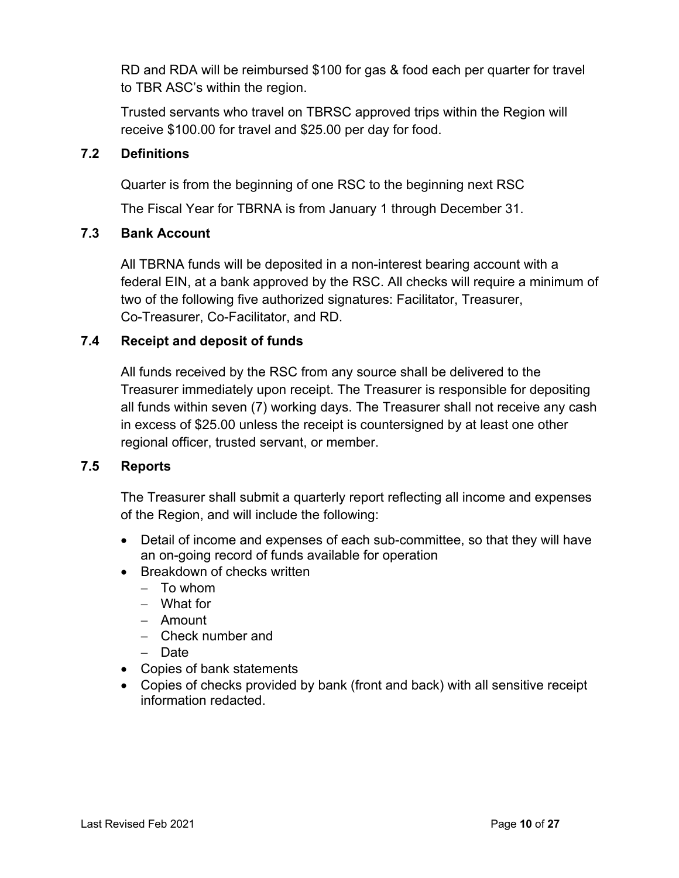RD and RDA will be reimbursed $100 for gas & food each per quarter for travel to TBR ASC's within the region.

Trusted servants who travel on TBRSC approved trips within the Region will receive $100.00 for travel and $25.00 per day for food.

### 7.2 Definitions

Quarter is from the beginning of one RSC to the beginning next RSC

The Fiscal Year for TBRNA is from January 1 through December 31.

### 7.3 Bank Account

All TBRNA funds will be deposited in a non-interest bearing account with a federal EIN, at a bank approved by the RSC. All checks will require a minimum of two of the following five authorized signatures: Facilitator, Treasurer, Co-Treasurer, Co-Facilitator, and RD.

### 7.4 Receipt and deposit of funds

All funds received by the RSC from any source shall be delivered to the Treasurer immediately upon receipt. The Treasurer is responsible for depositing all funds within seven (7) working days. The Treasurer shall not receive any cash in excess of $25.00 unless the receipt is countersigned by at least one other regional officer, trusted servant, or member.

### 7.5 Reports

The Treasurer shall submit a quarterly report reflecting all income and expenses of the Region, and will include the following:

- Detail of income and expenses of each sub-committee, so that they will have an on-going record of funds available for operation
- Breakdown of checks written
  - To whom
  - What for
  - Amount
  - Check number and
  - Date
- Copies of bank statements
- Copies of checks provided by bank (front and back) with all sensitive receipt information redacted.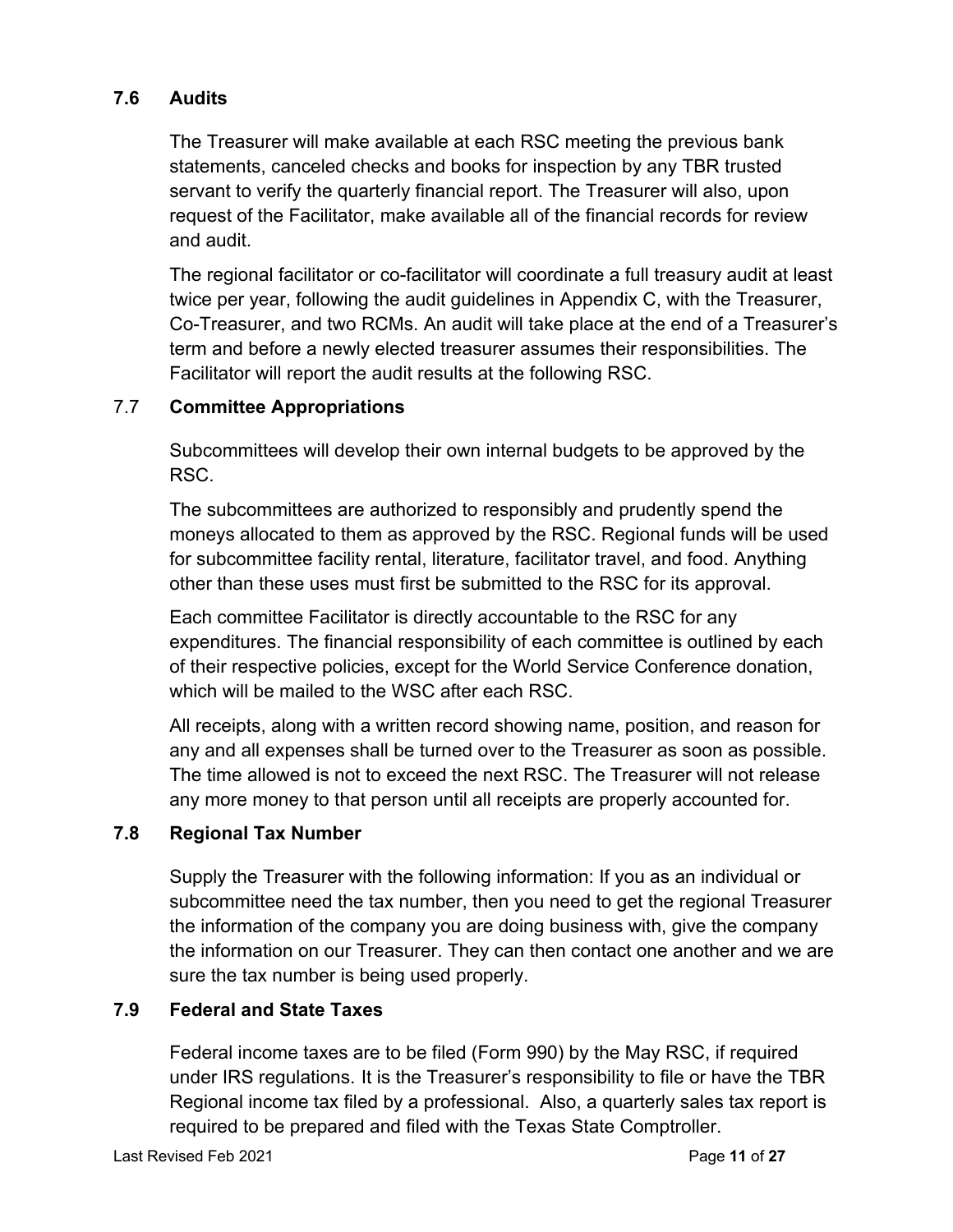### 7.6 Audits

The Treasurer will make available at each RSC meeting the previous bank statements, canceled checks and books for inspection by any TBR trusted servant to verify the quarterly financial report. The Treasurer will also, upon request of the Facilitator, make available all of the financial records for review and audit.

The regional facilitator or co-facilitator will coordinate a full treasury audit at least twice per year, following the audit guidelines in Appendix C, with the Treasurer, Co-Treasurer, and two RCMs. An audit will take place at the end of a Treasurer's term and before a newly elected treasurer assumes their responsibilities. The Facilitator will report the audit results at the following RSC.

### 7.7 Committee Appropriations

Subcommittees will develop their own internal budgets to be approved by the RSC.

The subcommittees are authorized to responsibly and prudently spend the moneys allocated to them as approved by the RSC. Regional funds will be used for subcommittee facility rental, literature, facilitator travel, and food. Anything other than these uses must first be submitted to the RSC for its approval.

Each committee Facilitator is directly accountable to the RSC for any expenditures. The financial responsibility of each committee is outlined by each of their respective policies, except for the World Service Conference donation, which will be mailed to the WSC after each RSC.

All receipts, along with a written record showing name, position, and reason for any and all expenses shall be turned over to the Treasurer as soon as possible. The time allowed is not to exceed the next RSC. The Treasurer will not release any more money to that person until all receipts are properly accounted for.

### 7.8 Regional Tax Number

Supply the Treasurer with the following information: If you as an individual or subcommittee need the tax number, then you need to get the regional Treasurer the information of the company you are doing business with, give the company the information on our Treasurer. They can then contact one another and we are sure the tax number is being used properly.

### 7.9 Federal and State Taxes

Federal income taxes are to be filed (Form 990) by the May RSC, if required under IRS regulations. It is the Treasurer's responsibility to file or have the TBR Regional income tax filed by a professional. Also, a quarterly sales tax report is required to be prepared and filed with the Texas State Comptroller.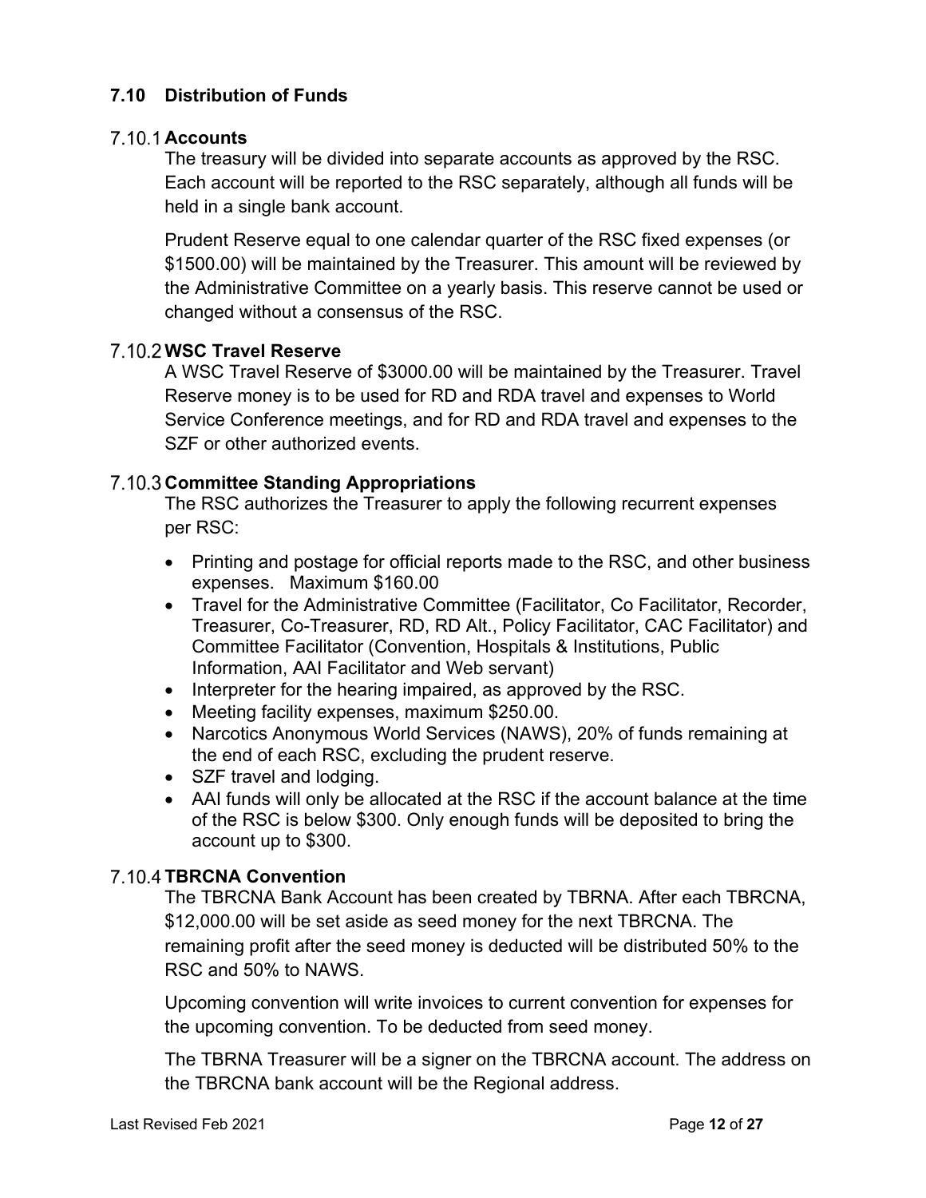## 7.10 Distribution of Funds

### 7.10.1 Accounts

The treasury will be divided into separate accounts as approved by the RSC. Each account will be reported to the RSC separately, although all funds will be held in a single bank account.

Prudent Reserve equal to one calendar quarter of the RSC fixed expenses (or $1500.00) will be maintained by the Treasurer. This amount will be reviewed by the Administrative Committee on a yearly basis. This reserve cannot be used or changed without a consensus of the RSC.

### 7.10.2 WSC Travel Reserve

A WSC Travel Reserve of $3000.00 will be maintained by the Treasurer. Travel Reserve money is to be used for RD and RDA travel and expenses to World Service Conference meetings, and for RD and RDA travel and expenses to the SZF or other authorized events.

### 7.10.3 Committee Standing Appropriations

The RSC authorizes the Treasurer to apply the following recurrent expenses per RSC:

- Printing and postage for official reports made to the RSC, and other business expenses. Maximum $160.00
- Travel for the Administrative Committee (Facilitator, Co Facilitator, Recorder, Treasurer, Co-Treasurer, RD, RD Alt., Policy Facilitator, CAC Facilitator) and Committee Facilitator (Convention, Hospitals & Institutions, Public Information, AAI Facilitator and Web servant)
- Interpreter for the hearing impaired, as approved by the RSC.
- Meeting facility expenses, maximum $250.00.
- Narcotics Anonymous World Services (NAWS), 20% of funds remaining at the end of each RSC, excluding the prudent reserve.
- SZF travel and lodging.
- AAI funds will only be allocated at the RSC if the account balance at the time of the RSC is below $300. Only enough funds will be deposited to bring the account up to $300.

### 7.10.4 TBRCNA Convention

The TBRCNA Bank Account has been created by TBRNA. After each TBRCNA, $12,000.00 will be set aside as seed money for the next TBRCNA. The remaining profit after the seed money is deducted will be distributed 50% to the RSC and 50% to NAWS.

Upcoming convention will write invoices to current convention for expenses for the upcoming convention. To be deducted from seed money.

The TBRNA Treasurer will be a signer on the TBRCNA account. The address on the TBRCNA bank account will be the Regional address.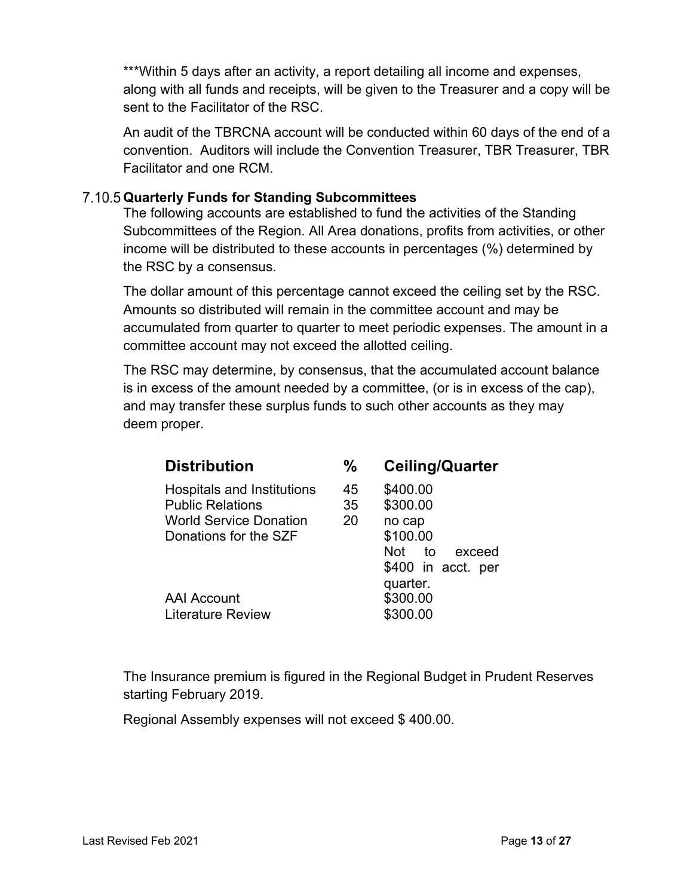***Within 5 days after an activity, a report detailing all income and expenses, along with all funds and receipts, will be given to the Treasurer and a copy will be sent to the Facilitator of the RSC.

An audit of the TBRCNA account will be conducted within 60 days of the end of a convention. Auditors will include the Convention Treasurer, TBR Treasurer, TBR Facilitator and one RCM.

### 7.10.5 Quarterly Funds for Standing Subcommittees

The following accounts are established to fund the activities of the Standing Subcommittees of the Region. All Area donations, profits from activities, or other income will be distributed to these accounts in percentages (%) determined by the RSC by a consensus.

The dollar amount of this percentage cannot exceed the ceiling set by the RSC. Amounts so distributed will remain in the committee account and may be accumulated from quarter to quarter to meet periodic expenses. The amount in a committee account may not exceed the allotted ceiling.

The RSC may determine, by consensus, that the accumulated account balance is in excess of the amount needed by a committee, (or is in excess of the cap), and may transfer these surplus funds to such other accounts as they may deem proper.

| Distribution | % | Ceiling/Quarter |
|---|---|---|
| Hospitals and Institutions | 45 | $400.00 |
| Public Relations | 35 | $300.00 |
| World Service Donation | 20 | no cap |
| Donations for the SZF | | $100.00 Not to exceed $400 in acct. per quarter. |
| AAI Account | | $300.00 |
| Literature Review | | $300.00 |

The Insurance premium is figured in the Regional Budget in Prudent Reserves starting February 2019.

Regional Assembly expenses will not exceed $ 400.00.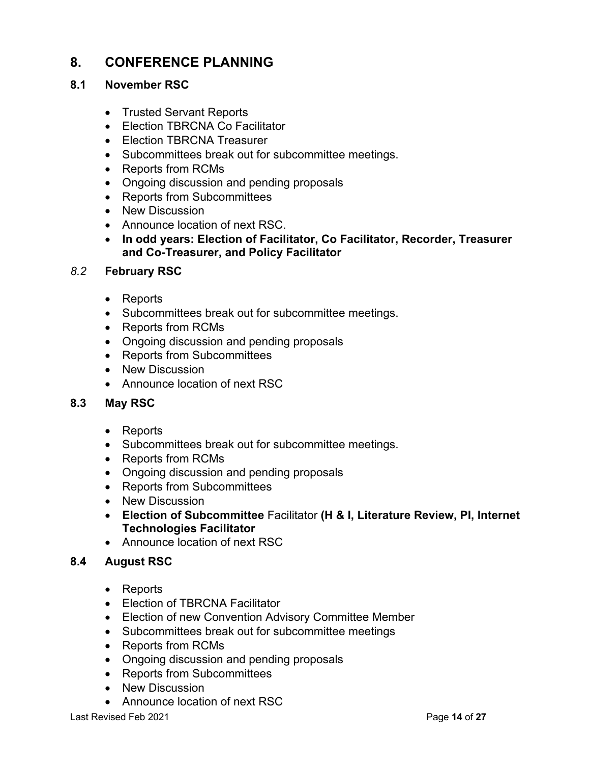# 8. CONFERENCE PLANNING

## 8.1 November RSC

- Trusted Servant Reports
- Election TBRCNA Co Facilitator
- Election TBRCNA Treasurer
- Subcommittees break out for subcommittee meetings.
- Reports from RCMs
- Ongoing discussion and pending proposals
- Reports from Subcommittees
- New Discussion
- Announce location of next RSC.
- **In odd years: Election of Facilitator, Co Facilitator, Recorder, Treasurer and Co-Treasurer, and Policy Facilitator**

## *8.2* February RSC

- Reports
- Subcommittees break out for subcommittee meetings.
- Reports from RCMs
- Ongoing discussion and pending proposals
- Reports from Subcommittees
- New Discussion
- Announce location of next RSC

## 8.3 May RSC

- Reports
- Subcommittees break out for subcommittee meetings.
- Reports from RCMs
- Ongoing discussion and pending proposals
- Reports from Subcommittees
- New Discussion
- **Election of Subcommittee** Facilitator **(H & I, Literature Review, PI, Internet Technologies Facilitator**
- Announce location of next RSC

## 8.4 August RSC

- Reports
- Election of TBRCNA Facilitator
- Election of new Convention Advisory Committee Member
- Subcommittees break out for subcommittee meetings
- Reports from RCMs
- Ongoing discussion and pending proposals
- Reports from Subcommittees
- New Discussion
- Announce location of next RSC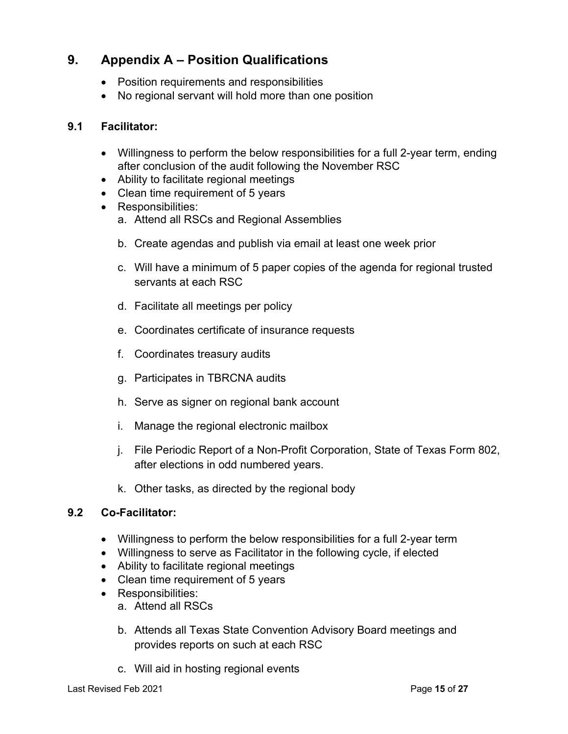## 9. Appendix A – Position Qualifications

- Position requirements and responsibilities
- No regional servant will hold more than one position

### 9.1 Facilitator:

- Willingness to perform the below responsibilities for a full 2-year term, ending after conclusion of the audit following the November RSC
- Ability to facilitate regional meetings
- Clean time requirement of 5 years
- Responsibilities:
  a. Attend all RSCs and Regional Assemblies
  b. Create agendas and publish via email at least one week prior
  c. Will have a minimum of 5 paper copies of the agenda for regional trusted servants at each RSC
  d. Facilitate all meetings per policy
  e. Coordinates certificate of insurance requests
  f. Coordinates treasury audits
  g. Participates in TBRCNA audits
  h. Serve as signer on regional bank account
  i. Manage the regional electronic mailbox
  j. File Periodic Report of a Non-Profit Corporation, State of Texas Form 802, after elections in odd numbered years.
  k. Other tasks, as directed by the regional body

### 9.2 Co-Facilitator:

- Willingness to perform the below responsibilities for a full 2-year term
- Willingness to serve as Facilitator in the following cycle, if elected
- Ability to facilitate regional meetings
- Clean time requirement of 5 years
- Responsibilities:
  a. Attend all RSCs
  b. Attends all Texas State Convention Advisory Board meetings and provides reports on such at each RSC
  c. Will aid in hosting regional events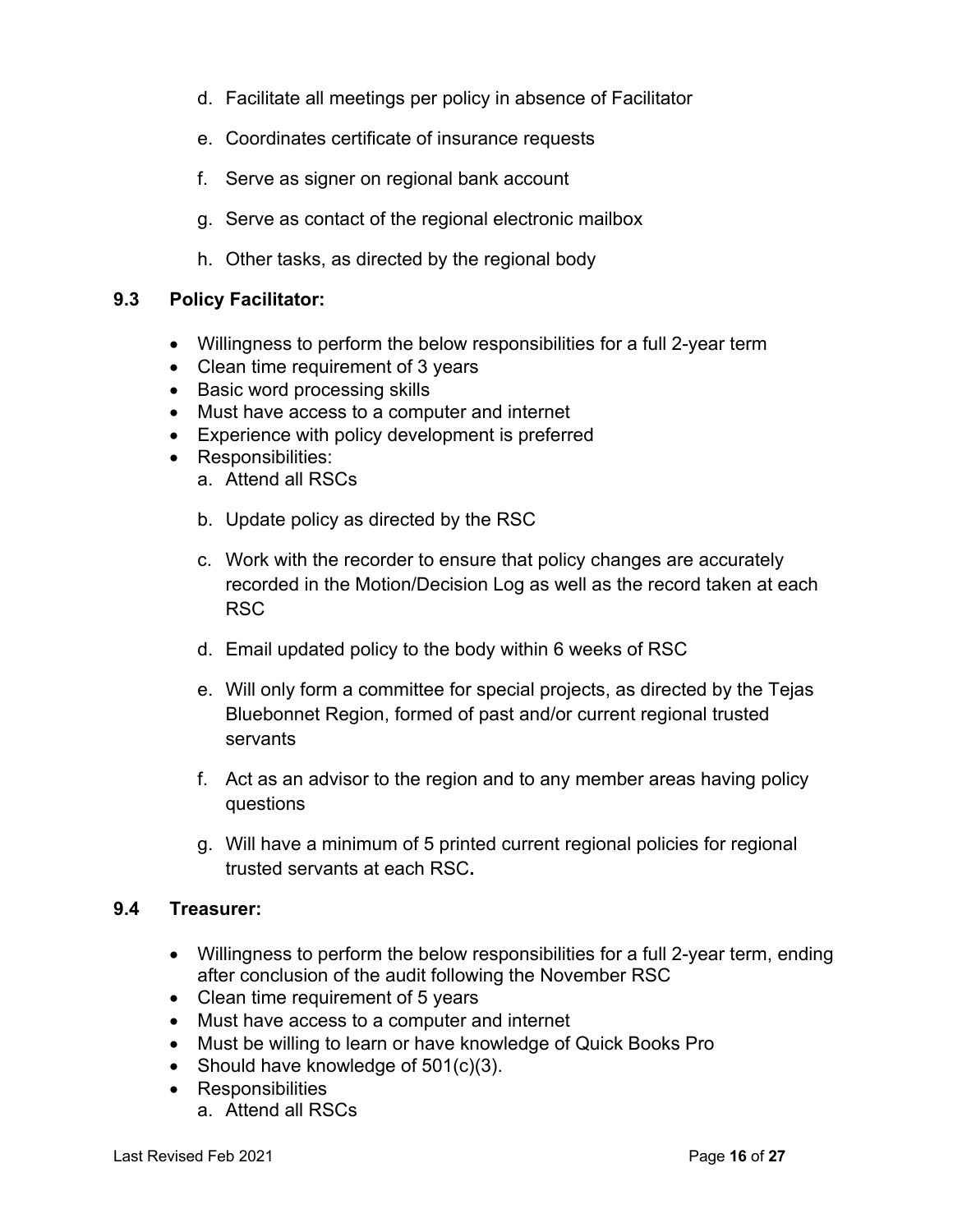d. Facilitate all meetings per policy in absence of Facilitator

e. Coordinates certificate of insurance requests

f. Serve as signer on regional bank account

g. Serve as contact of the regional electronic mailbox

h. Other tasks, as directed by the regional body

### 9.3 Policy Facilitator:

- Willingness to perform the below responsibilities for a full 2-year term
- Clean time requirement of 3 years
- Basic word processing skills
- Must have access to a computer and internet
- Experience with policy development is preferred
- Responsibilities:
  a. Attend all RSCs

  b. Update policy as directed by the RSC

  c. Work with the recorder to ensure that policy changes are accurately recorded in the Motion/Decision Log as well as the record taken at each RSC

  d. Email updated policy to the body within 6 weeks of RSC

  e. Will only form a committee for special projects, as directed by the Tejas Bluebonnet Region, formed of past and/or current regional trusted servants

  f. Act as an advisor to the region and to any member areas having policy questions

  g. Will have a minimum of 5 printed current regional policies for regional trusted servants at each RSC**.**

### 9.4 Treasurer:

- Willingness to perform the below responsibilities for a full 2-year term, ending after conclusion of the audit following the November RSC
- Clean time requirement of 5 years
- Must have access to a computer and internet
- Must be willing to learn or have knowledge of Quick Books Pro
- Should have knowledge of 501(c)(3).
- Responsibilities
  a. Attend all RSCs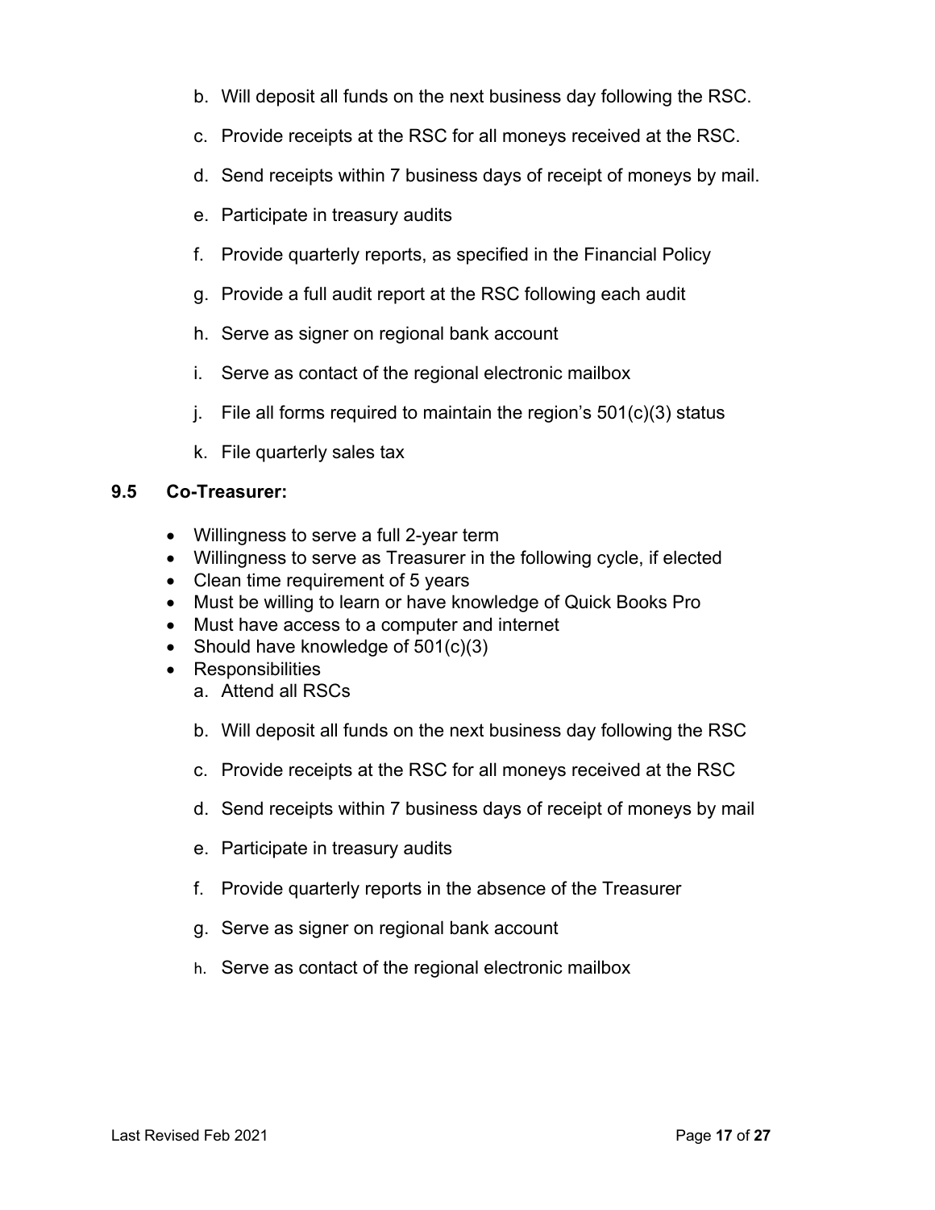b. Will deposit all funds on the next business day following the RSC.

c. Provide receipts at the RSC for all moneys received at the RSC.

d. Send receipts within 7 business days of receipt of moneys by mail.

e. Participate in treasury audits

f. Provide quarterly reports, as specified in the Financial Policy

g. Provide a full audit report at the RSC following each audit

h. Serve as signer on regional bank account

i. Serve as contact of the regional electronic mailbox

j. File all forms required to maintain the region's 501(c)(3) status

k. File quarterly sales tax

### 9.5 Co-Treasurer:

- Willingness to serve a full 2-year term
- Willingness to serve as Treasurer in the following cycle, if elected
- Clean time requirement of 5 years
- Must be willing to learn or have knowledge of Quick Books Pro
- Must have access to a computer and internet
- Should have knowledge of 501(c)(3)
- Responsibilities
  a. Attend all RSCs

  b. Will deposit all funds on the next business day following the RSC

  c. Provide receipts at the RSC for all moneys received at the RSC

  d. Send receipts within 7 business days of receipt of moneys by mail

  e. Participate in treasury audits

  f. Provide quarterly reports in the absence of the Treasurer

  g. Serve as signer on regional bank account

  h. Serve as contact of the regional electronic mailbox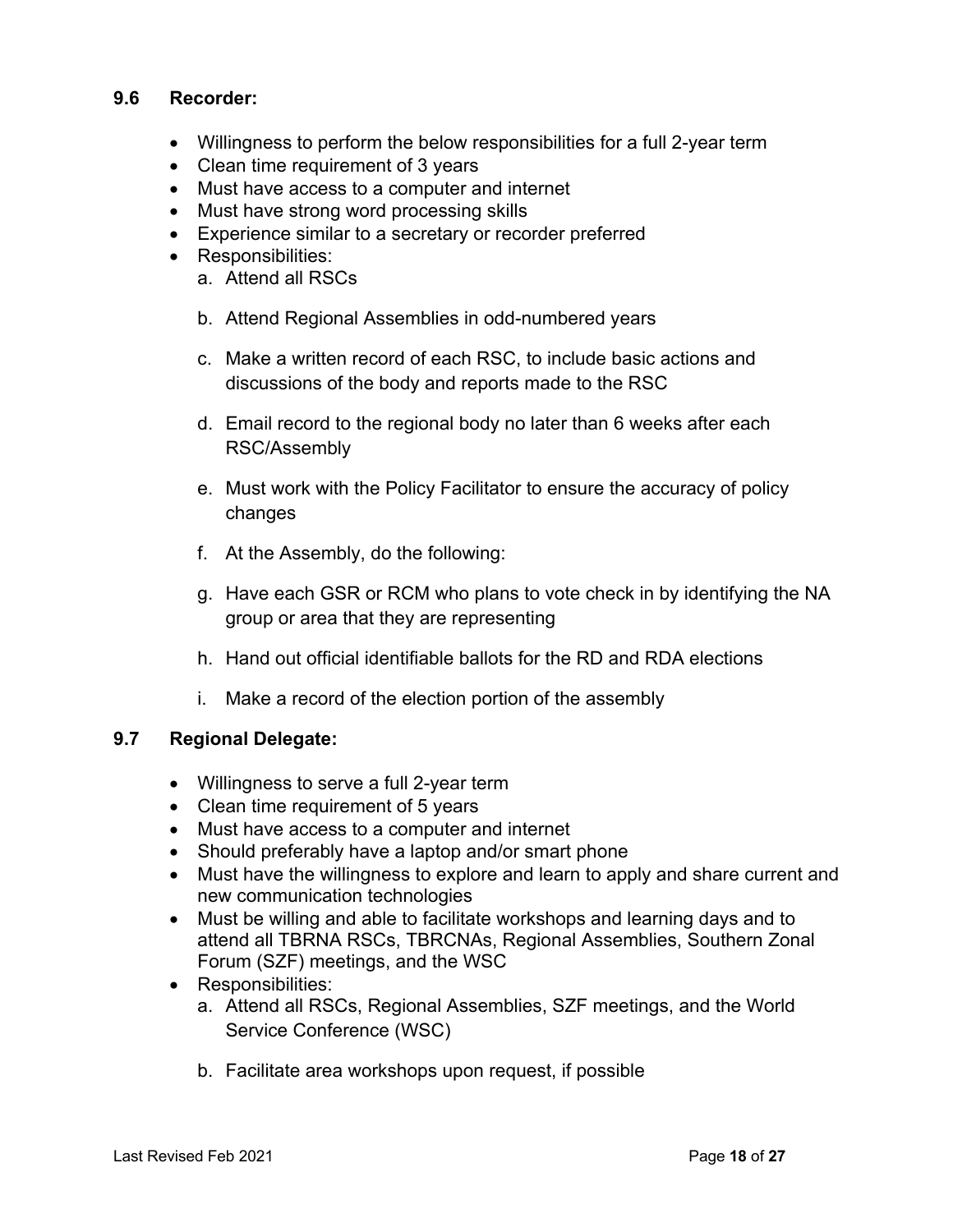### 9.6 Recorder:

- Willingness to perform the below responsibilities for a full 2-year term
- Clean time requirement of 3 years
- Must have access to a computer and internet
- Must have strong word processing skills
- Experience similar to a secretary or recorder preferred
- Responsibilities:
  a. Attend all RSCs

  b. Attend Regional Assemblies in odd-numbered years

  c. Make a written record of each RSC, to include basic actions and discussions of the body and reports made to the RSC

  d. Email record to the regional body no later than 6 weeks after each RSC/Assembly

  e. Must work with the Policy Facilitator to ensure the accuracy of policy changes

  f. At the Assembly, do the following:

  g. Have each GSR or RCM who plans to vote check in by identifying the NA group or area that they are representing

  h. Hand out official identifiable ballots for the RD and RDA elections

  i. Make a record of the election portion of the assembly

### 9.7 Regional Delegate:

- Willingness to serve a full 2-year term
- Clean time requirement of 5 years
- Must have access to a computer and internet
- Should preferably have a laptop and/or smart phone
- Must have the willingness to explore and learn to apply and share current and new communication technologies
- Must be willing and able to facilitate workshops and learning days and to attend all TBRNA RSCs, TBRCNAs, Regional Assemblies, Southern Zonal Forum (SZF) meetings, and the WSC
- Responsibilities:
  a. Attend all RSCs, Regional Assemblies, SZF meetings, and the World Service Conference (WSC)

  b. Facilitate area workshops upon request, if possible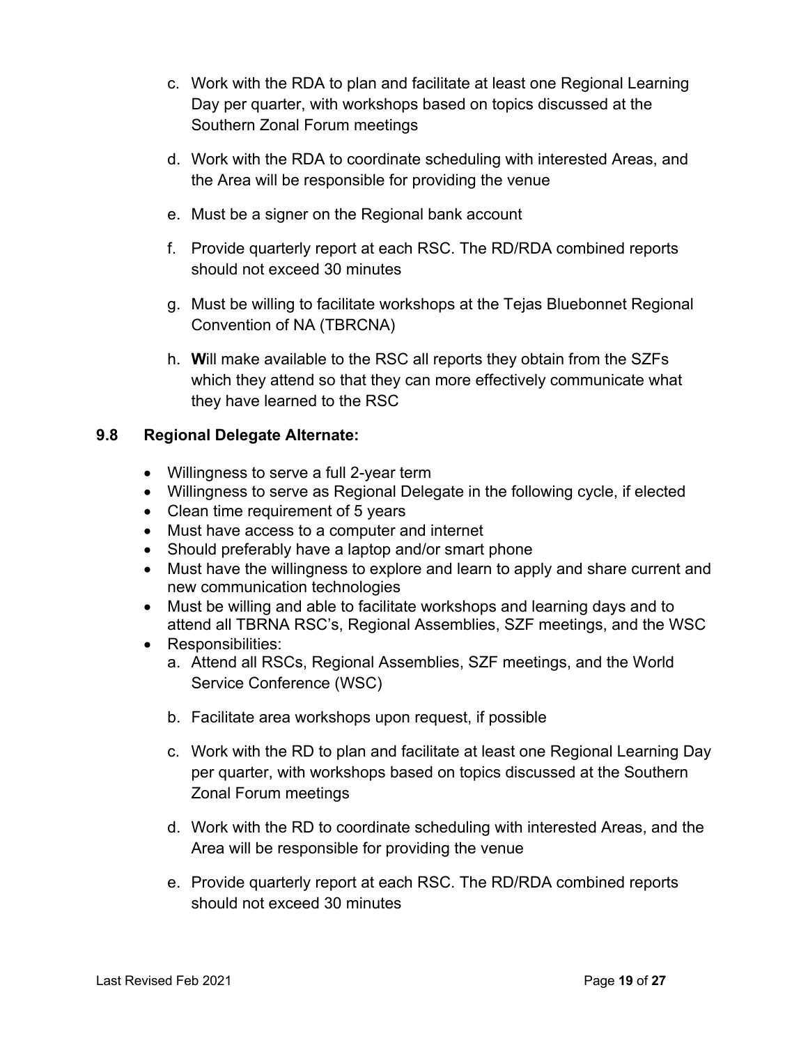c. Work with the RDA to plan and facilitate at least one Regional Learning Day per quarter, with workshops based on topics discussed at the Southern Zonal Forum meetings

d. Work with the RDA to coordinate scheduling with interested Areas, and the Area will be responsible for providing the venue

e. Must be a signer on the Regional bank account

f. Provide quarterly report at each RSC. The RD/RDA combined reports should not exceed 30 minutes

g. Must be willing to facilitate workshops at the Tejas Bluebonnet Regional Convention of NA (TBRCNA)

h. **W**ill make available to the RSC all reports they obtain from the SZFs which they attend so that they can more effectively communicate what they have learned to the RSC

### 9.8 Regional Delegate Alternate:

- Willingness to serve a full 2-year term
- Willingness to serve as Regional Delegate in the following cycle, if elected
- Clean time requirement of 5 years
- Must have access to a computer and internet
- Should preferably have a laptop and/or smart phone
- Must have the willingness to explore and learn to apply and share current and new communication technologies
- Must be willing and able to facilitate workshops and learning days and to attend all TBRNA RSC's, Regional Assemblies, SZF meetings, and the WSC
- Responsibilities:

  a. Attend all RSCs, Regional Assemblies, SZF meetings, and the World Service Conference (WSC)

  b. Facilitate area workshops upon request, if possible

  c. Work with the RD to plan and facilitate at least one Regional Learning Day per quarter, with workshops based on topics discussed at the Southern Zonal Forum meetings

  d. Work with the RD to coordinate scheduling with interested Areas, and the Area will be responsible for providing the venue

  e. Provide quarterly report at each RSC. The RD/RDA combined reports should not exceed 30 minutes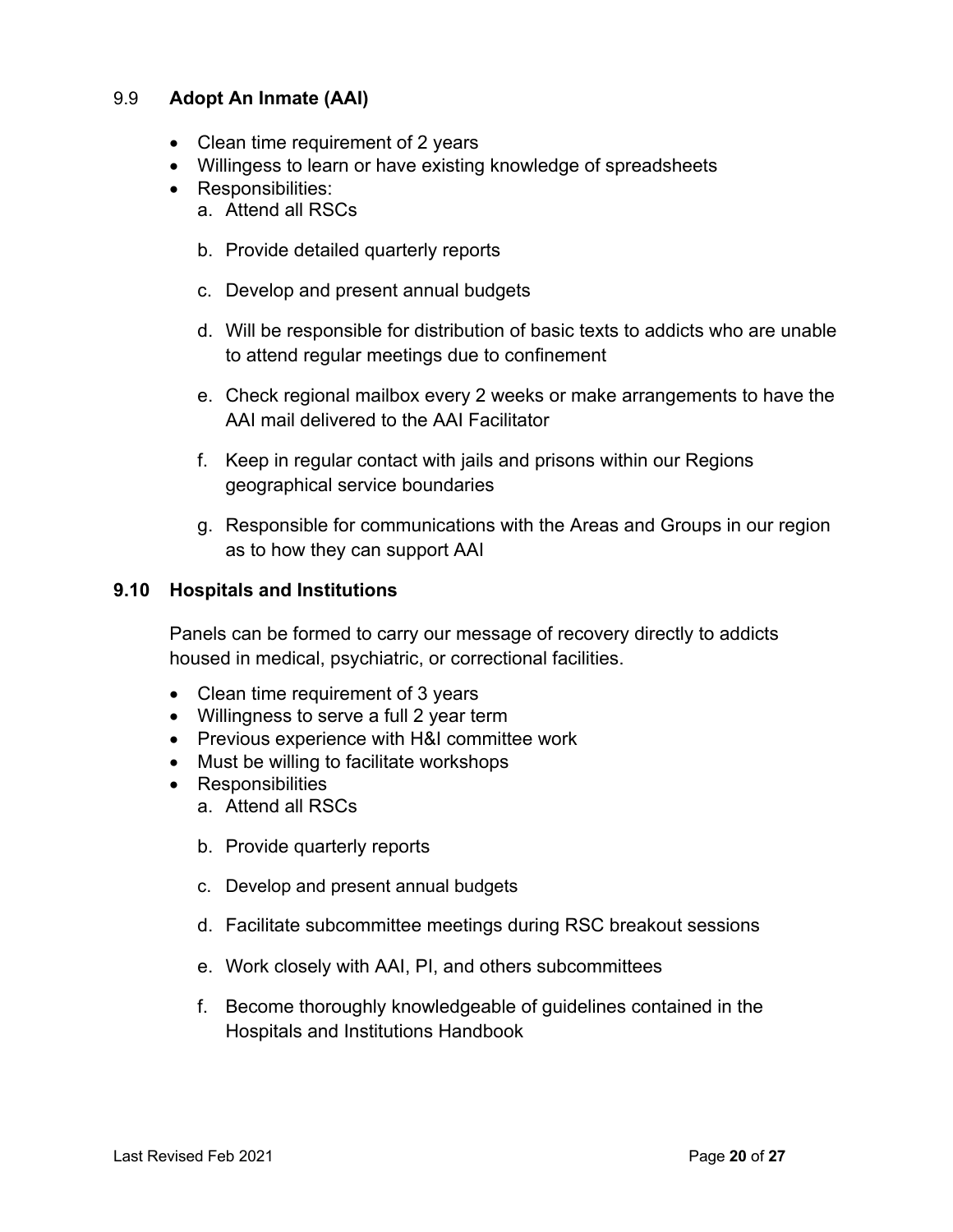### 9.9 Adopt An Inmate (AAI)

- Clean time requirement of 2 years
- Willingess to learn or have existing knowledge of spreadsheets
- Responsibilities:
  a. Attend all RSCs

  b. Provide detailed quarterly reports

  c. Develop and present annual budgets

  d. Will be responsible for distribution of basic texts to addicts who are unable to attend regular meetings due to confinement

  e. Check regional mailbox every 2 weeks or make arrangements to have the AAI mail delivered to the AAI Facilitator

  f. Keep in regular contact with jails and prisons within our Regions geographical service boundaries

  g. Responsible for communications with the Areas and Groups in our region as to how they can support AAI

### 9.10 Hospitals and Institutions

Panels can be formed to carry our message of recovery directly to addicts housed in medical, psychiatric, or correctional facilities.

- Clean time requirement of 3 years
- Willingness to serve a full 2 year term
- Previous experience with H&I committee work
- Must be willing to facilitate workshops
- Responsibilities
  a. Attend all RSCs

  b. Provide quarterly reports

  c. Develop and present annual budgets

  d. Facilitate subcommittee meetings during RSC breakout sessions

  e. Work closely with AAI, PI, and others subcommittees

  f. Become thoroughly knowledgeable of guidelines contained in the Hospitals and Institutions Handbook

Last Revised Feb 2021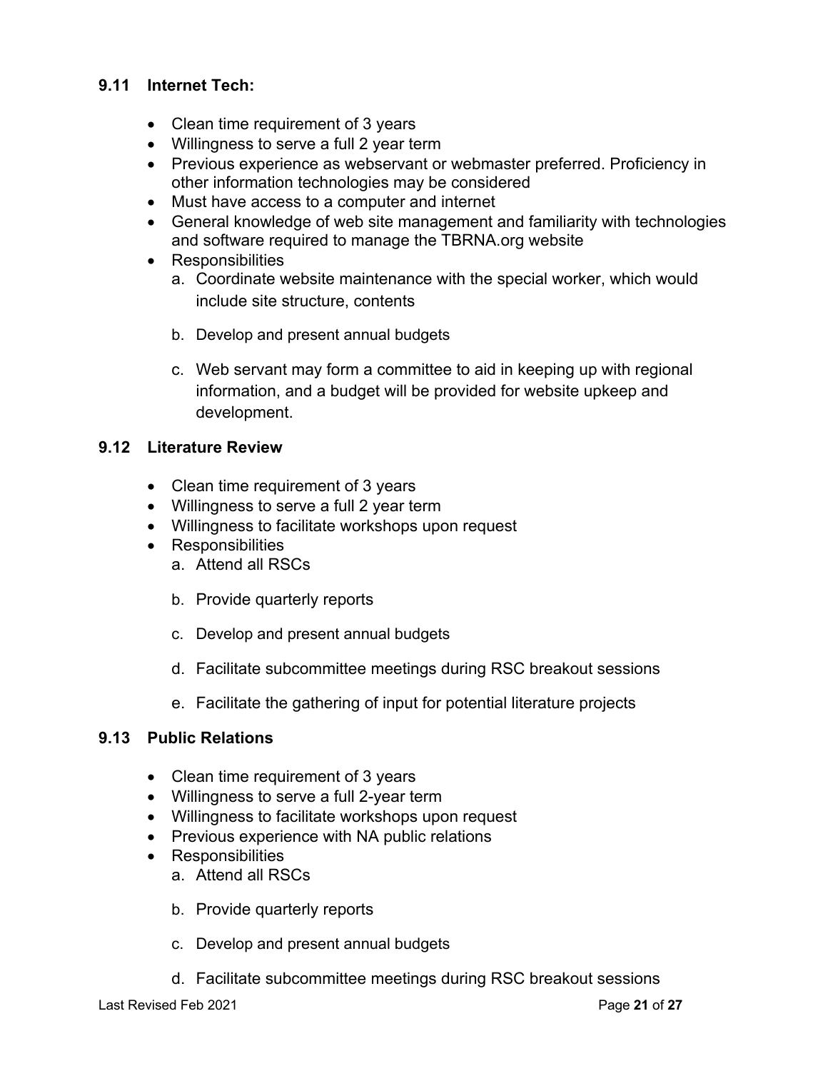### 9.11 Internet Tech:

- Clean time requirement of 3 years
- Willingness to serve a full 2 year term
- Previous experience as webservant or webmaster preferred. Proficiency in other information technologies may be considered
- Must have access to a computer and internet
- General knowledge of web site management and familiarity with technologies and software required to manage the TBRNA.org website
- Responsibilities
    a. Coordinate website maintenance with the special worker, which would include site structure, contents
    b. Develop and present annual budgets
    c. Web servant may form a committee to aid in keeping up with regional information, and a budget will be provided for website upkeep and development.

### 9.12 Literature Review

- Clean time requirement of 3 years
- Willingness to serve a full 2 year term
- Willingness to facilitate workshops upon request
- Responsibilities
    a. Attend all RSCs
    b. Provide quarterly reports
    c. Develop and present annual budgets
    d. Facilitate subcommittee meetings during RSC breakout sessions
    e. Facilitate the gathering of input for potential literature projects

### 9.13 Public Relations

- Clean time requirement of 3 years
- Willingness to serve a full 2-year term
- Willingness to facilitate workshops upon request
- Previous experience with NA public relations
- Responsibilities
    a. Attend all RSCs
    b. Provide quarterly reports
    c. Develop and present annual budgets
    d. Facilitate subcommittee meetings during RSC breakout sessions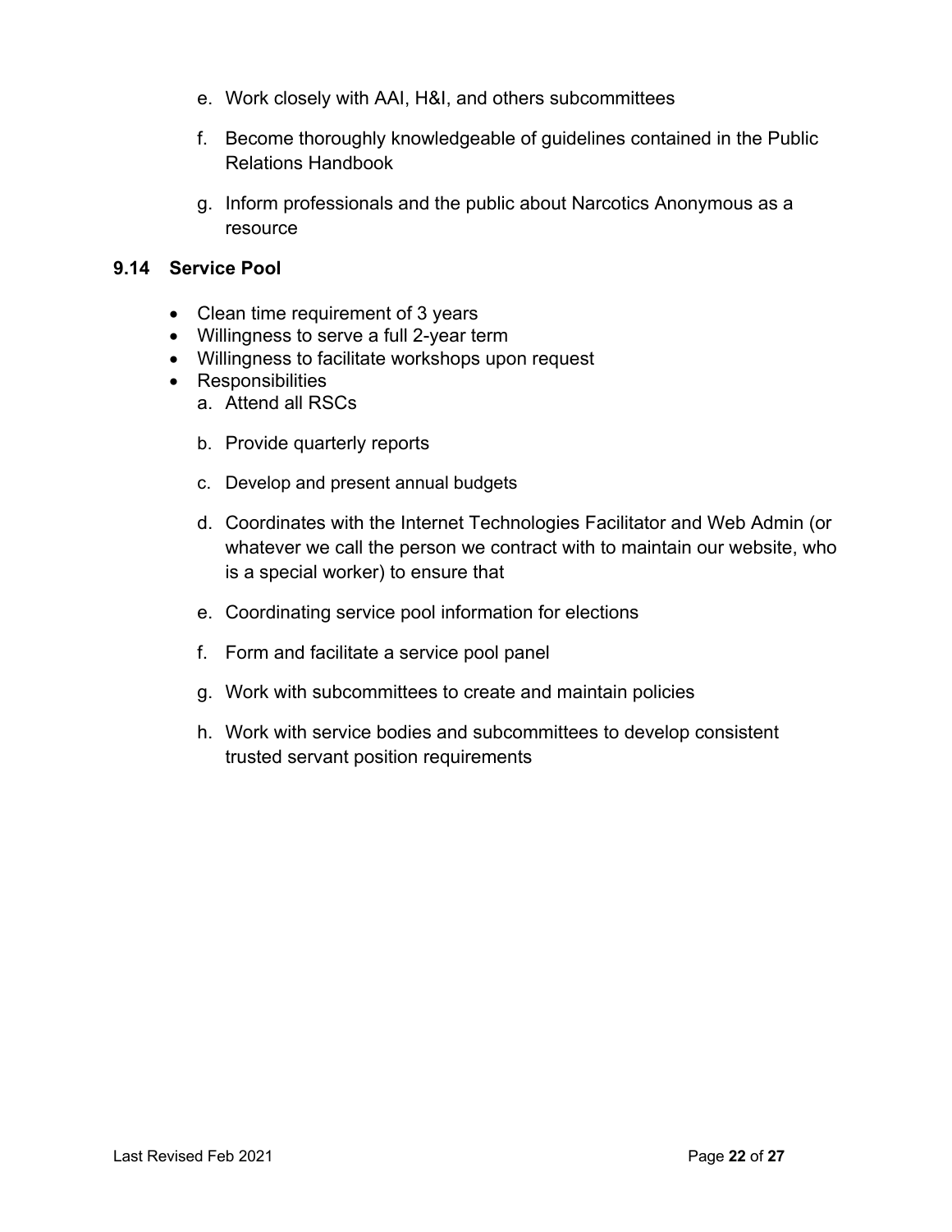e. Work closely with AAI, H&I, and others subcommittees

f. Become thoroughly knowledgeable of guidelines contained in the Public Relations Handbook

g. Inform professionals and the public about Narcotics Anonymous as a resource

### 9.14 Service Pool

- Clean time requirement of 3 years
- Willingness to serve a full 2-year term
- Willingness to facilitate workshops upon request
- Responsibilities

a. Attend all RSCs

b. Provide quarterly reports

c. Develop and present annual budgets

d. Coordinates with the Internet Technologies Facilitator and Web Admin (or whatever we call the person we contract with to maintain our website, who is a special worker) to ensure that

e. Coordinating service pool information for elections

f. Form and facilitate a service pool panel

g. Work with subcommittees to create and maintain policies

h. Work with service bodies and subcommittees to develop consistent trusted servant position requirements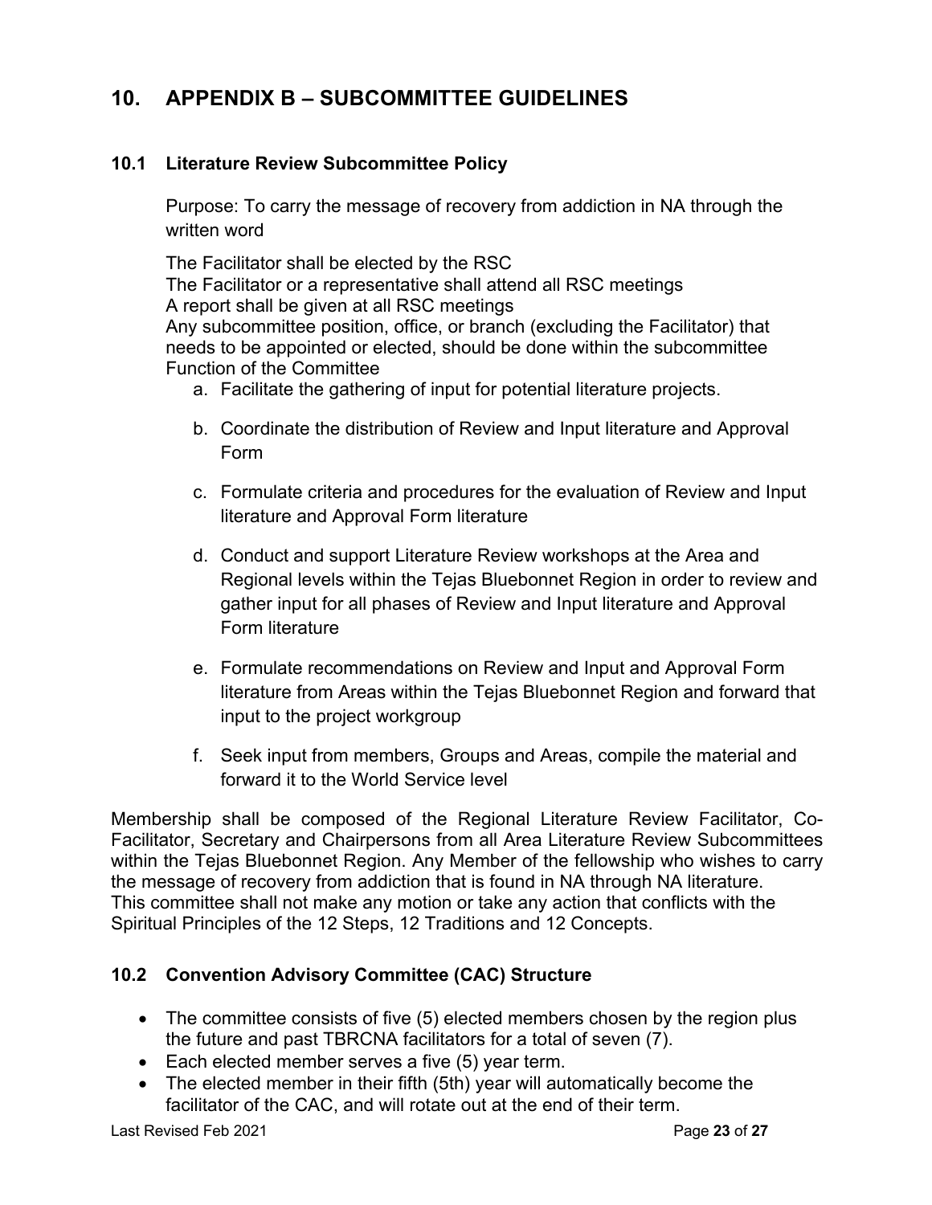## 10. APPENDIX B – SUBCOMMITTEE GUIDELINES

### 10.1 Literature Review Subcommittee Policy

Purpose: To carry the message of recovery from addiction in NA through the written word

The Facilitator shall be elected by the RSC
The Facilitator or a representative shall attend all RSC meetings
A report shall be given at all RSC meetings
Any subcommittee position, office, or branch (excluding the Facilitator) that needs to be appointed or elected, should be done within the subcommittee
Function of the Committee

a. Facilitate the gathering of input for potential literature projects.
b. Coordinate the distribution of Review and Input literature and Approval Form
c. Formulate criteria and procedures for the evaluation of Review and Input literature and Approval Form literature
d. Conduct and support Literature Review workshops at the Area and Regional levels within the Tejas Bluebonnet Region in order to review and gather input for all phases of Review and Input literature and Approval Form literature
e. Formulate recommendations on Review and Input and Approval Form literature from Areas within the Tejas Bluebonnet Region and forward that input to the project workgroup
f. Seek input from members, Groups and Areas, compile the material and forward it to the World Service level

Membership shall be composed of the Regional Literature Review Facilitator, Co-Facilitator, Secretary and Chairpersons from all Area Literature Review Subcommittees within the Tejas Bluebonnet Region. Any Member of the fellowship who wishes to carry the message of recovery from addiction that is found in NA through NA literature.
This committee shall not make any motion or take any action that conflicts with the Spiritual Principles of the 12 Steps, 12 Traditions and 12 Concepts.

### 10.2 Convention Advisory Committee (CAC) Structure

- The committee consists of five (5) elected members chosen by the region plus the future and past TBRCNA facilitators for a total of seven (7).
- Each elected member serves a five (5) year term.
- The elected member in their fifth (5th) year will automatically become the facilitator of the CAC, and will rotate out at the end of their term.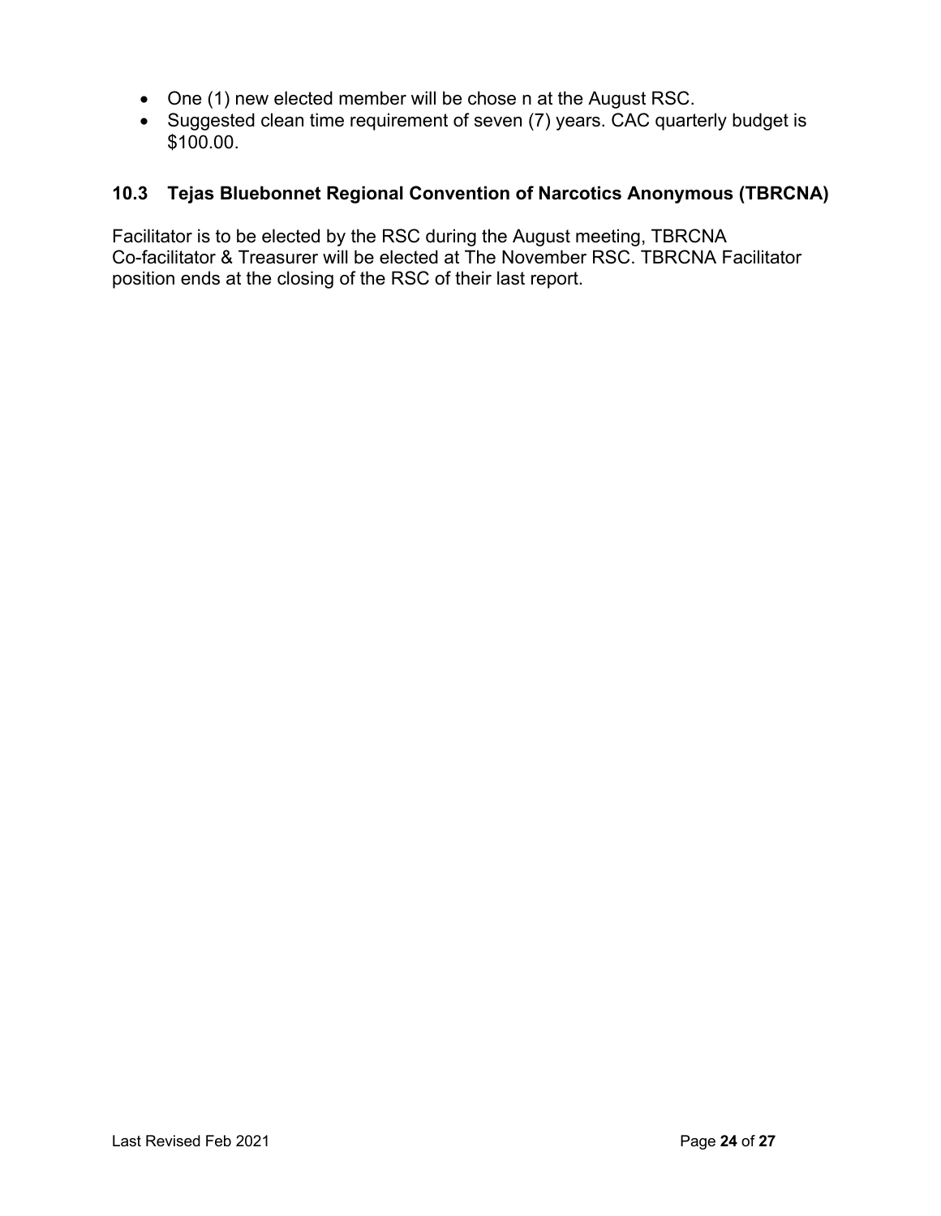- One (1) new elected member will be chose n at the August RSC.
- Suggested clean time requirement of seven (7) years. CAC quarterly budget is $100.00.

### 10.3 Tejas Bluebonnet Regional Convention of Narcotics Anonymous (TBRCNA)

Facilitator is to be elected by the RSC during the August meeting, TBRCNA Co-facilitator & Treasurer will be elected at The November RSC. TBRCNA Facilitator position ends at the closing of the RSC of their last report.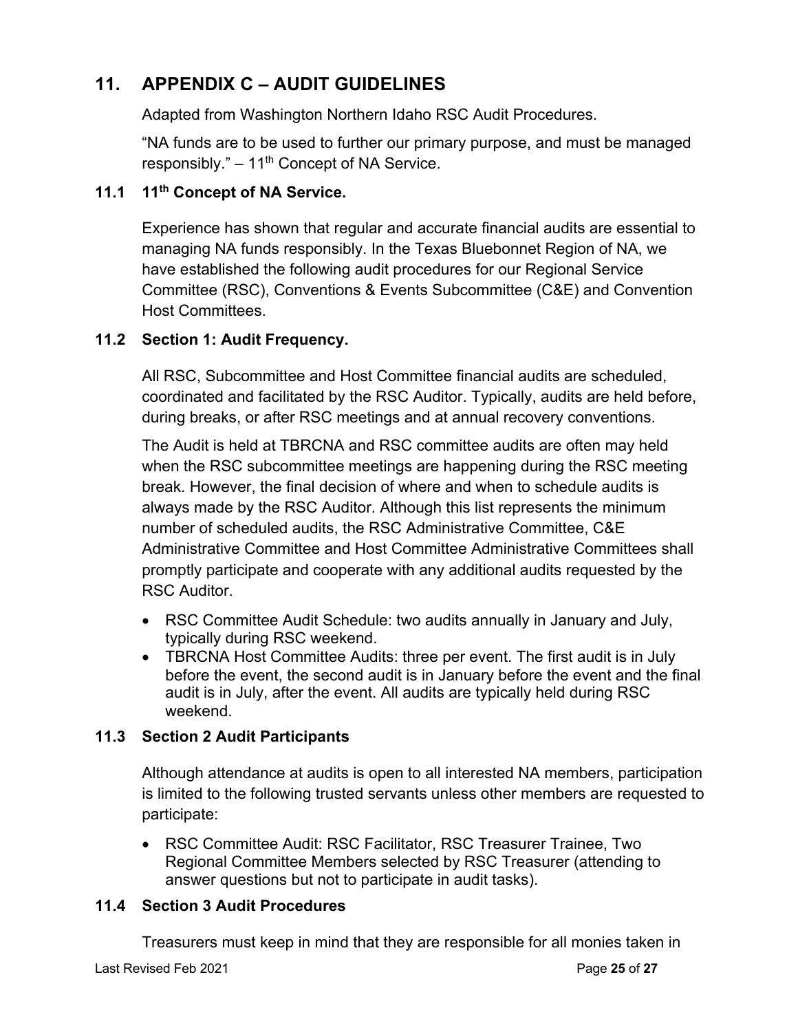# 11. APPENDIX C – AUDIT GUIDELINES

Adapted from Washington Northern Idaho RSC Audit Procedures.

"NA funds are to be used to further our primary purpose, and must be managed responsibly." – 11th Concept of NA Service.

## 11.1 11th Concept of NA Service.

Experience has shown that regular and accurate financial audits are essential to managing NA funds responsibly. In the Texas Bluebonnet Region of NA, we have established the following audit procedures for our Regional Service Committee (RSC), Conventions & Events Subcommittee (C&E) and Convention Host Committees.

## 11.2 Section 1: Audit Frequency.

All RSC, Subcommittee and Host Committee financial audits are scheduled, coordinated and facilitated by the RSC Auditor. Typically, audits are held before, during breaks, or after RSC meetings and at annual recovery conventions.

The Audit is held at TBRCNA and RSC committee audits are often may held when the RSC subcommittee meetings are happening during the RSC meeting break. However, the final decision of where and when to schedule audits is always made by the RSC Auditor. Although this list represents the minimum number of scheduled audits, the RSC Administrative Committee, C&E Administrative Committee and Host Committee Administrative Committees shall promptly participate and cooperate with any additional audits requested by the RSC Auditor.

- RSC Committee Audit Schedule: two audits annually in January and July, typically during RSC weekend.
- TBRCNA Host Committee Audits: three per event. The first audit is in July before the event, the second audit is in January before the event and the final audit is in July, after the event. All audits are typically held during RSC weekend.

## 11.3 Section 2 Audit Participants

Although attendance at audits is open to all interested NA members, participation is limited to the following trusted servants unless other members are requested to participate:

- RSC Committee Audit: RSC Facilitator, RSC Treasurer Trainee, Two Regional Committee Members selected by RSC Treasurer (attending to answer questions but not to participate in audit tasks).

## 11.4 Section 3 Audit Procedures

Treasurers must keep in mind that they are responsible for all monies taken in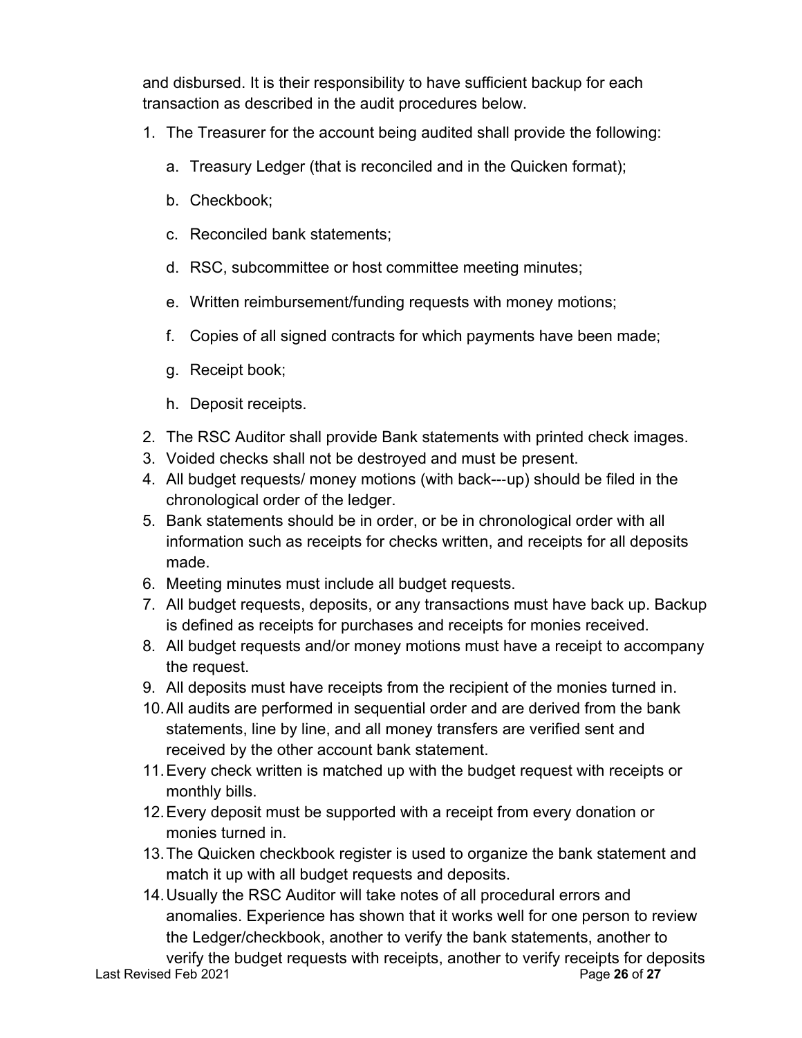and disbursed. It is their responsibility to have sufficient backup for each transaction as described in the audit procedures below.

1. The Treasurer for the account being audited shall provide the following:
   a. Treasury Ledger (that is reconciled and in the Quicken format);
   b. Checkbook;
   c. Reconciled bank statements;
   d. RSC, subcommittee or host committee meeting minutes;
   e. Written reimbursement/funding requests with money motions;
   f. Copies of all signed contracts for which payments have been made;
   g. Receipt book;
   h. Deposit receipts.
2. The RSC Auditor shall provide Bank statements with printed check images.
3. Voided checks shall not be destroyed and must be present.
4. All budget requests/ money motions (with back---up) should be filed in the chronological order of the ledger.
5. Bank statements should be in order, or be in chronological order with all information such as receipts for checks written, and receipts for all deposits made.
6. Meeting minutes must include all budget requests.
7. All budget requests, deposits, or any transactions must have back up. Backup is defined as receipts for purchases and receipts for monies received.
8. All budget requests and/or money motions must have a receipt to accompany the request.
9. All deposits must have receipts from the recipient of the monies turned in.
10. All audits are performed in sequential order and are derived from the bank statements, line by line, and all money transfers are verified sent and received by the other account bank statement.
11. Every check written is matched up with the budget request with receipts or monthly bills.
12. Every deposit must be supported with a receipt from every donation or monies turned in.
13. The Quicken checkbook register is used to organize the bank statement and match it up with all budget requests and deposits.
14. Usually the RSC Auditor will take notes of all procedural errors and anomalies. Experience has shown that it works well for one person to review the Ledger/checkbook, another to verify the bank statements, another to verify the budget requests with receipts, another to verify receipts for deposits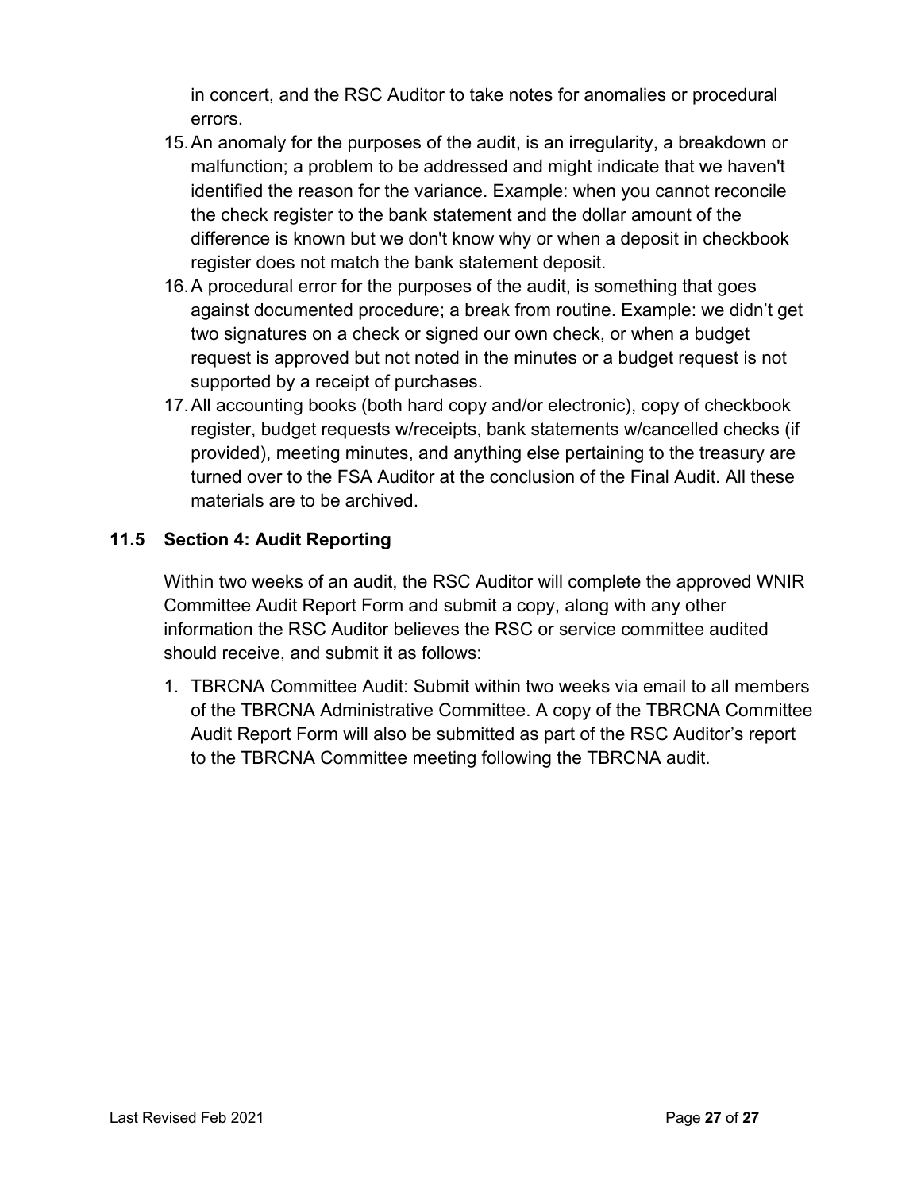in concert, and the RSC Auditor to take notes for anomalies or procedural errors.

15. An anomaly for the purposes of the audit, is an irregularity, a breakdown or malfunction; a problem to be addressed and might indicate that we haven't identified the reason for the variance. Example: when you cannot reconcile the check register to the bank statement and the dollar amount of the difference is known but we don't know why or when a deposit in checkbook register does not match the bank statement deposit.
16. A procedural error for the purposes of the audit, is something that goes against documented procedure; a break from routine. Example: we didn't get two signatures on a check or signed our own check, or when a budget request is approved but not noted in the minutes or a budget request is not supported by a receipt of purchases.
17. All accounting books (both hard copy and/or electronic), copy of checkbook register, budget requests w/receipts, bank statements w/cancelled checks (if provided), meeting minutes, and anything else pertaining to the treasury are turned over to the FSA Auditor at the conclusion of the Final Audit. All these materials are to be archived.

### 11.5 Section 4: Audit Reporting

Within two weeks of an audit, the RSC Auditor will complete the approved WNIR Committee Audit Report Form and submit a copy, along with any other information the RSC Auditor believes the RSC or service committee audited should receive, and submit it as follows:

1. TBRCNA Committee Audit: Submit within two weeks via email to all members of the TBRCNA Administrative Committee. A copy of the TBRCNA Committee Audit Report Form will also be submitted as part of the RSC Auditor's report to the TBRCNA Committee meeting following the TBRCNA audit.